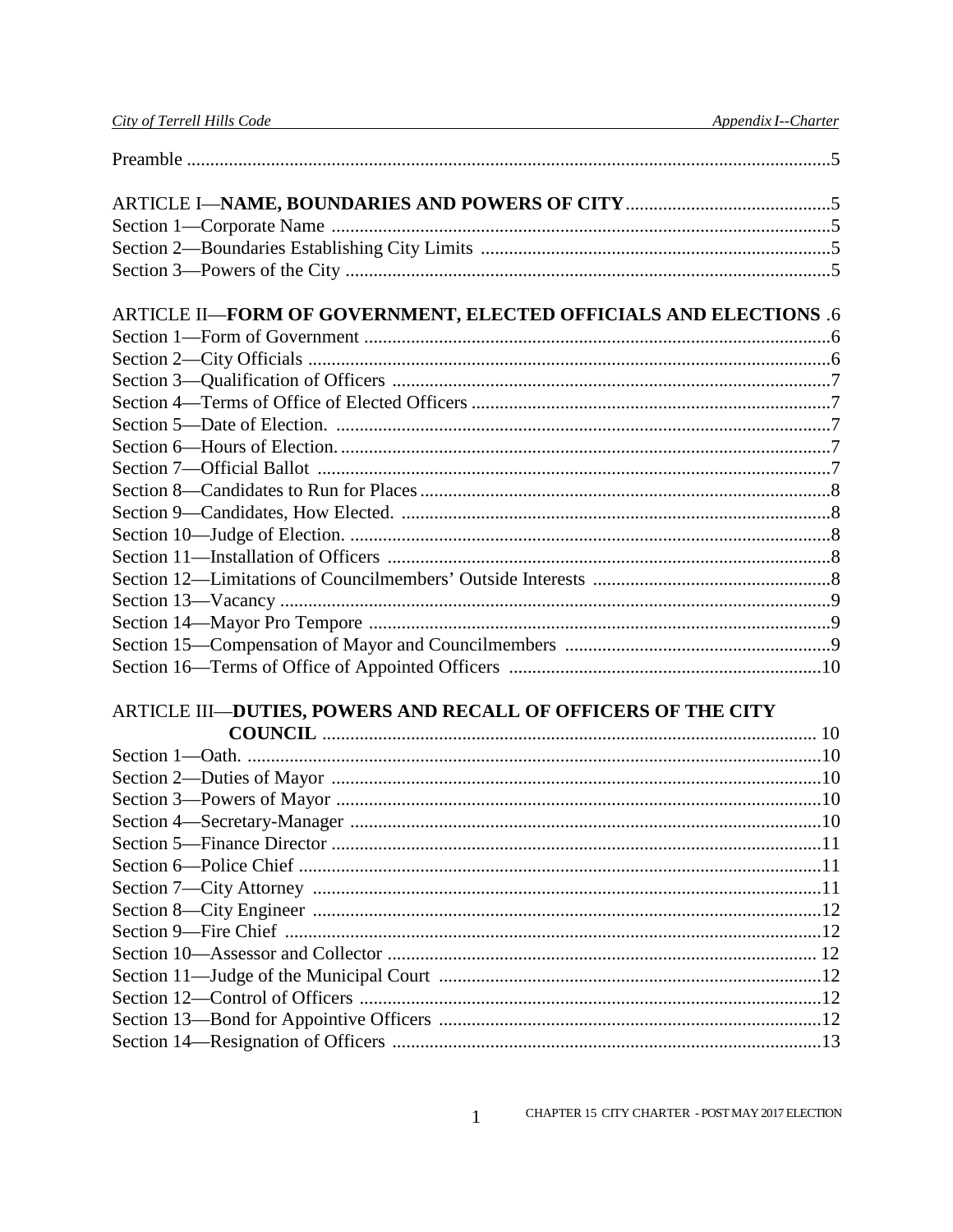Preamble .....5

ARTICLE I—**NAME, BOUNDARIES AND POWERS OF CITY** .....5
Section 1—Corporate Name .....5
Section 2—Boundaries Establishing City Limits .....5
Section 3—Powers of the City .....5

ARTICLE II—**FORM OF GOVERNMENT, ELECTED OFFICIALS AND ELECTIONS** .6
Section 1—Form of Government .....6
Section 2—City Officials .....6
Section 3—Qualification of Officers .....7
Section 4—Terms of Office of Elected Officers .....7
Section 5—Date of Election. .....7
Section 6—Hours of Election. .....7
Section 7—Official Ballot .....7
Section 8—Candidates to Run for Places .....8
Section 9—Candidates, How Elected. .....8
Section 10—Judge of Election. .....8
Section 11—Installation of Officers .....8
Section 12—Limitations of Councilmembers' Outside Interests .....8
Section 13—Vacancy .....9
Section 14—Mayor Pro Tempore .....9
Section 15—Compensation of Mayor and Councilmembers .....9
Section 16—Terms of Office of Appointed Officers .....10

ARTICLE III—**DUTIES, POWERS AND RECALL OF OFFICERS OF THE CITY COUNCIL** ..... 10
Section 1—Oath. .....10
Section 2—Duties of Mayor .....10
Section 3—Powers of Mayor .....10
Section 4—Secretary-Manager .....10
Section 5—Finance Director .....11
Section 6—Police Chief .....11
Section 7—City Attorney .....11
Section 8—City Engineer .....12
Section 9—Fire Chief .....12
Section 10—Assessor and Collector ..... 12
Section 11—Judge of the Municipal Court .....12
Section 12—Control of Officers .....12
Section 13—Bond for Appointive Officers .....12
Section 14—Resignation of Officers .....13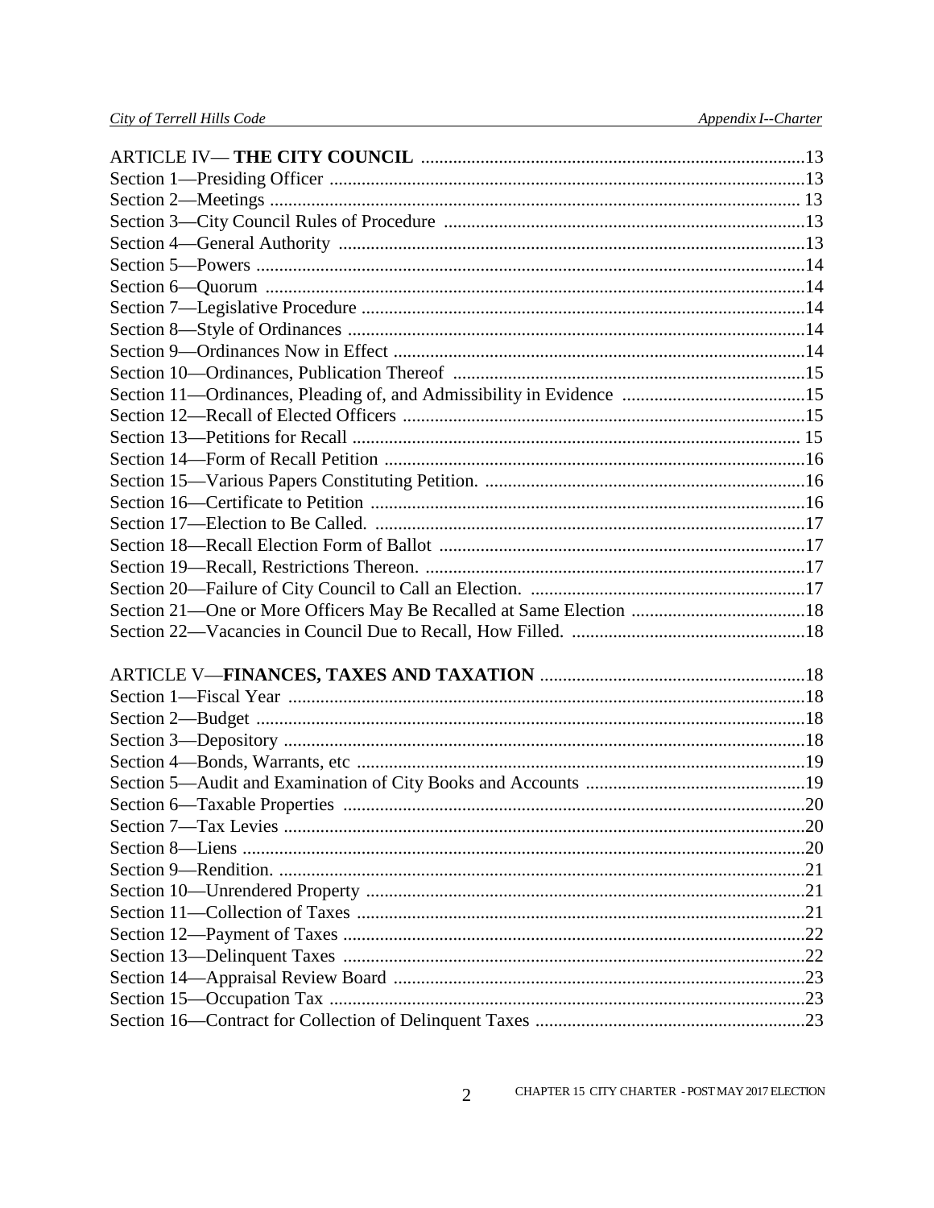ARTICLE IV— **THE CITY COUNCIL** .......... 13
Section 1—Presiding Officer .......... 13
Section 2—Meetings .......... 13
Section 3—City Council Rules of Procedure .......... 13
Section 4—General Authority .......... 13
Section 5—Powers .......... 14
Section 6—Quorum .......... 14
Section 7—Legislative Procedure .......... 14
Section 8—Style of Ordinances .......... 14
Section 9—Ordinances Now in Effect .......... 14
Section 10—Ordinances, Publication Thereof .......... 15
Section 11—Ordinances, Pleading of, and Admissibility in Evidence .......... 15
Section 12—Recall of Elected Officers .......... 15
Section 13—Petitions for Recall .......... 15
Section 14—Form of Recall Petition .......... 16
Section 15—Various Papers Constituting Petition. .......... 16
Section 16—Certificate to Petition .......... 16
Section 17—Election to Be Called. .......... 17
Section 18—Recall Election Form of Ballot .......... 17
Section 19—Recall, Restrictions Thereon. .......... 17
Section 20—Failure of City Council to Call an Election. .......... 17
Section 21—One or More Officers May Be Recalled at Same Election .......... 18
Section 22—Vacancies in Council Due to Recall, How Filled. .......... 18

ARTICLE V—**FINANCES, TAXES AND TAXATION** .......... 18
Section 1—Fiscal Year .......... 18
Section 2—Budget .......... 18
Section 3—Depository .......... 18
Section 4—Bonds, Warrants, etc .......... 19
Section 5—Audit and Examination of City Books and Accounts .......... 19
Section 6—Taxable Properties .......... 20
Section 7—Tax Levies .......... 20
Section 8—Liens .......... 20
Section 9—Rendition. .......... 21
Section 10—Unrendered Property .......... 21
Section 11—Collection of Taxes .......... 21
Section 12—Payment of Taxes .......... 22
Section 13—Delinquent Taxes .......... 22
Section 14—Appraisal Review Board .......... 23
Section 15—Occupation Tax .......... 23
Section 16—Contract for Collection of Delinquent Taxes .......... 23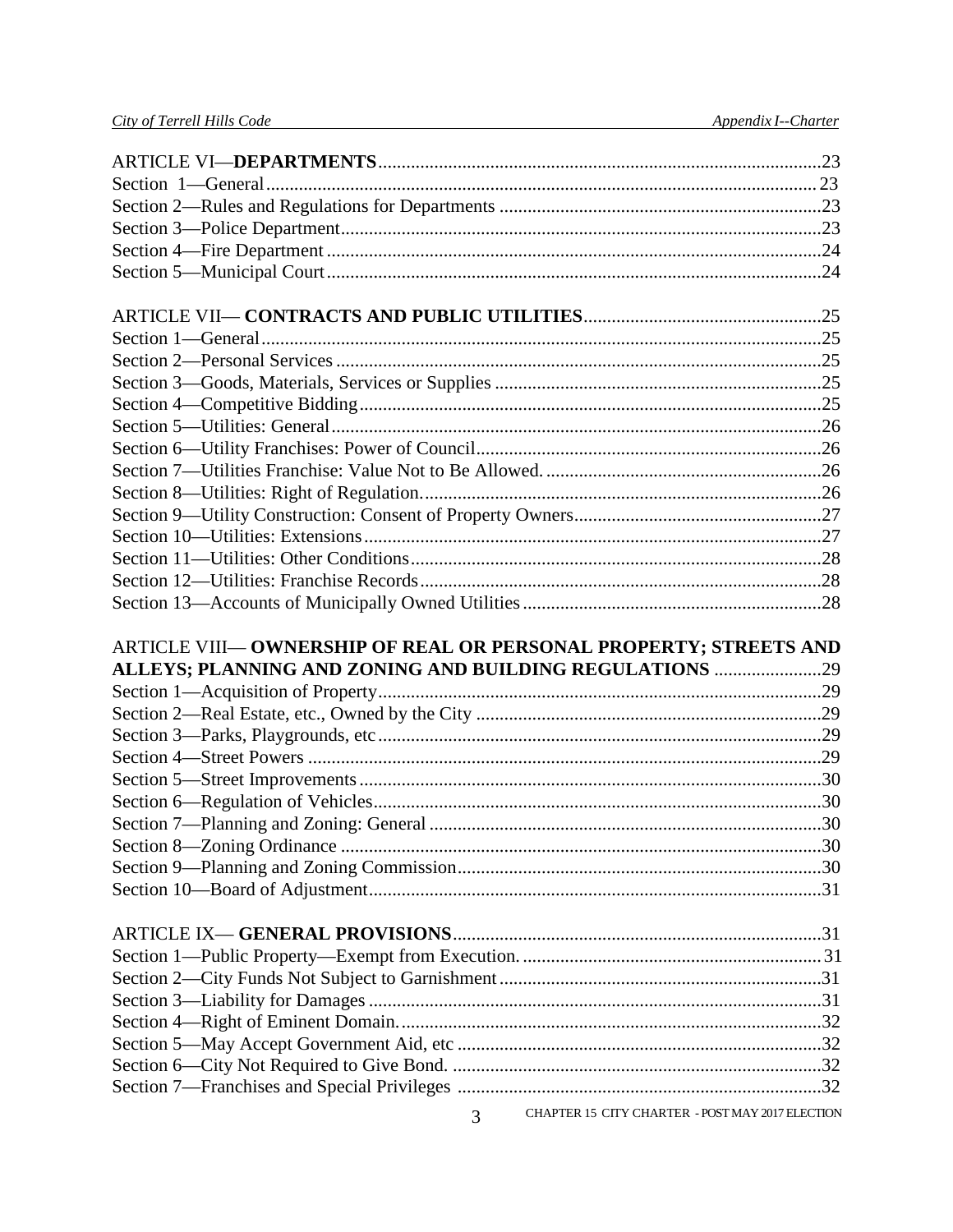ARTICLE VI—**DEPARTMENTS**....................23
Section 1—General....................23
Section 2—Rules and Regulations for Departments....................23
Section 3—Police Department....................23
Section 4—Fire Department....................24
Section 5—Municipal Court....................24

ARTICLE VII— **CONTRACTS AND PUBLIC UTILITIES**....................25
Section 1—General....................25
Section 2—Personal Services....................25
Section 3—Goods, Materials, Services or Supplies....................25
Section 4—Competitive Bidding....................25
Section 5—Utilities: General....................26
Section 6—Utility Franchises: Power of Council....................26
Section 7—Utilities Franchise: Value Not to Be Allowed.....................26
Section 8—Utilities: Right of Regulation.....................26
Section 9—Utility Construction: Consent of Property Owners....................27
Section 10—Utilities: Extensions....................27
Section 11—Utilities: Other Conditions....................28
Section 12—Utilities: Franchise Records....................28
Section 13—Accounts of Municipally Owned Utilities....................28

ARTICLE VIII— **OWNERSHIP OF REAL OR PERSONAL PROPERTY; STREETS AND ALLEYS; PLANNING AND ZONING AND BUILDING REGULATIONS**....................29
Section 1—Acquisition of Property....................29
Section 2—Real Estate, etc., Owned by the City....................29
Section 3—Parks, Playgrounds, etc....................29
Section 4—Street Powers....................29
Section 5—Street Improvements....................30
Section 6—Regulation of Vehicles....................30
Section 7—Planning and Zoning: General....................30
Section 8—Zoning Ordinance....................30
Section 9—Planning and Zoning Commission....................30
Section 10—Board of Adjustment....................31

ARTICLE IX— **GENERAL PROVISIONS**....................31
Section 1—Public Property—Exempt from Execution.....................31
Section 2—City Funds Not Subject to Garnishment....................31
Section 3—Liability for Damages....................31
Section 4—Right of Eminent Domain.....................32
Section 5—May Accept Government Aid, etc....................32
Section 6—City Not Required to Give Bond.....................32
Section 7—Franchises and Special Privileges....................32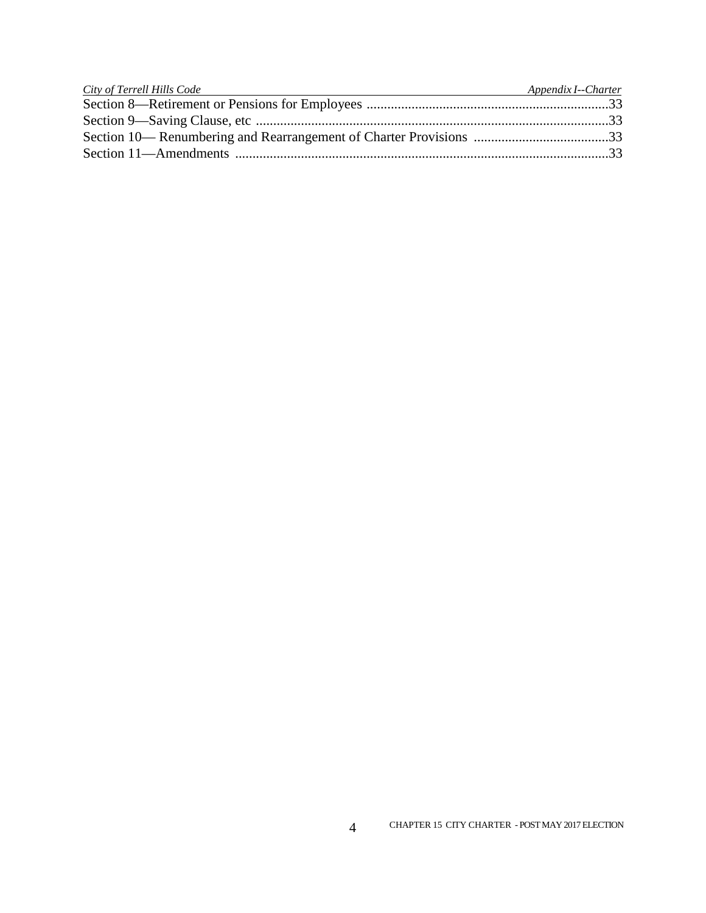Section 8—Retirement or Pensions for Employees ....................................................................33
Section 9—Saving Clause, etc ....................................................................................................33
Section 10— Renumbering and Rearrangement of Charter Provisions .......................................33
Section 11—Amendments ..........................................................................................................33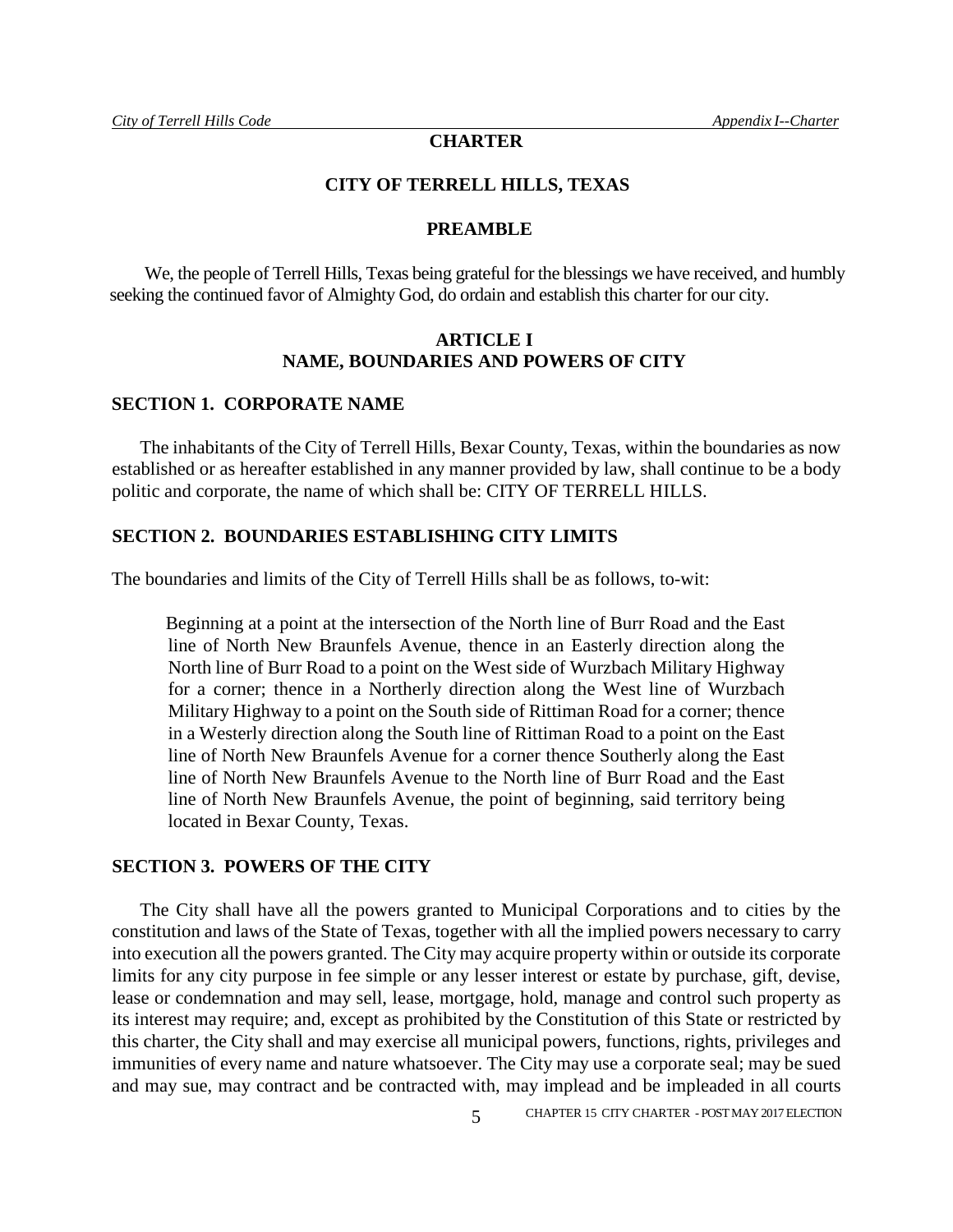# CHARTER

# CITY OF TERRELL HILLS, TEXAS

## PREAMBLE

We, the people of Terrell Hills, Texas being grateful for the blessings we have received, and humbly seeking the continued favor of Almighty God, do ordain and establish this charter for our city.

## ARTICLE I
## NAME, BOUNDARIES AND POWERS OF CITY

### SECTION 1. CORPORATE NAME

The inhabitants of the City of Terrell Hills, Bexar County, Texas, within the boundaries as now established or as hereafter established in any manner provided by law, shall continue to be a body politic and corporate, the name of which shall be: CITY OF TERRELL HILLS.

### SECTION 2. BOUNDARIES ESTABLISHING CITY LIMITS

The boundaries and limits of the City of Terrell Hills shall be as follows, to-wit:

> Beginning at a point at the intersection of the North line of Burr Road and the East line of North New Braunfels Avenue, thence in an Easterly direction along the North line of Burr Road to a point on the West side of Wurzbach Military Highway for a corner; thence in a Northerly direction along the West line of Wurzbach Military Highway to a point on the South side of Rittiman Road for a corner; thence in a Westerly direction along the South line of Rittiman Road to a point on the East line of North New Braunfels Avenue for a corner thence Southerly along the East line of North New Braunfels Avenue to the North line of Burr Road and the East line of North New Braunfels Avenue, the point of beginning, said territory being located in Bexar County, Texas.

### SECTION 3. POWERS OF THE CITY

The City shall have all the powers granted to Municipal Corporations and to cities by the constitution and laws of the State of Texas, together with all the implied powers necessary to carry into execution all the powers granted. The City may acquire property within or outside its corporate limits for any city purpose in fee simple or any lesser interest or estate by purchase, gift, devise, lease or condemnation and may sell, lease, mortgage, hold, manage and control such property as its interest may require; and, except as prohibited by the Constitution of this State or restricted by this charter, the City shall and may exercise all municipal powers, functions, rights, privileges and immunities of every name and nature whatsoever. The City may use a corporate seal; may be sued and may sue, may contract and be contracted with, may implead and be impleaded in all courts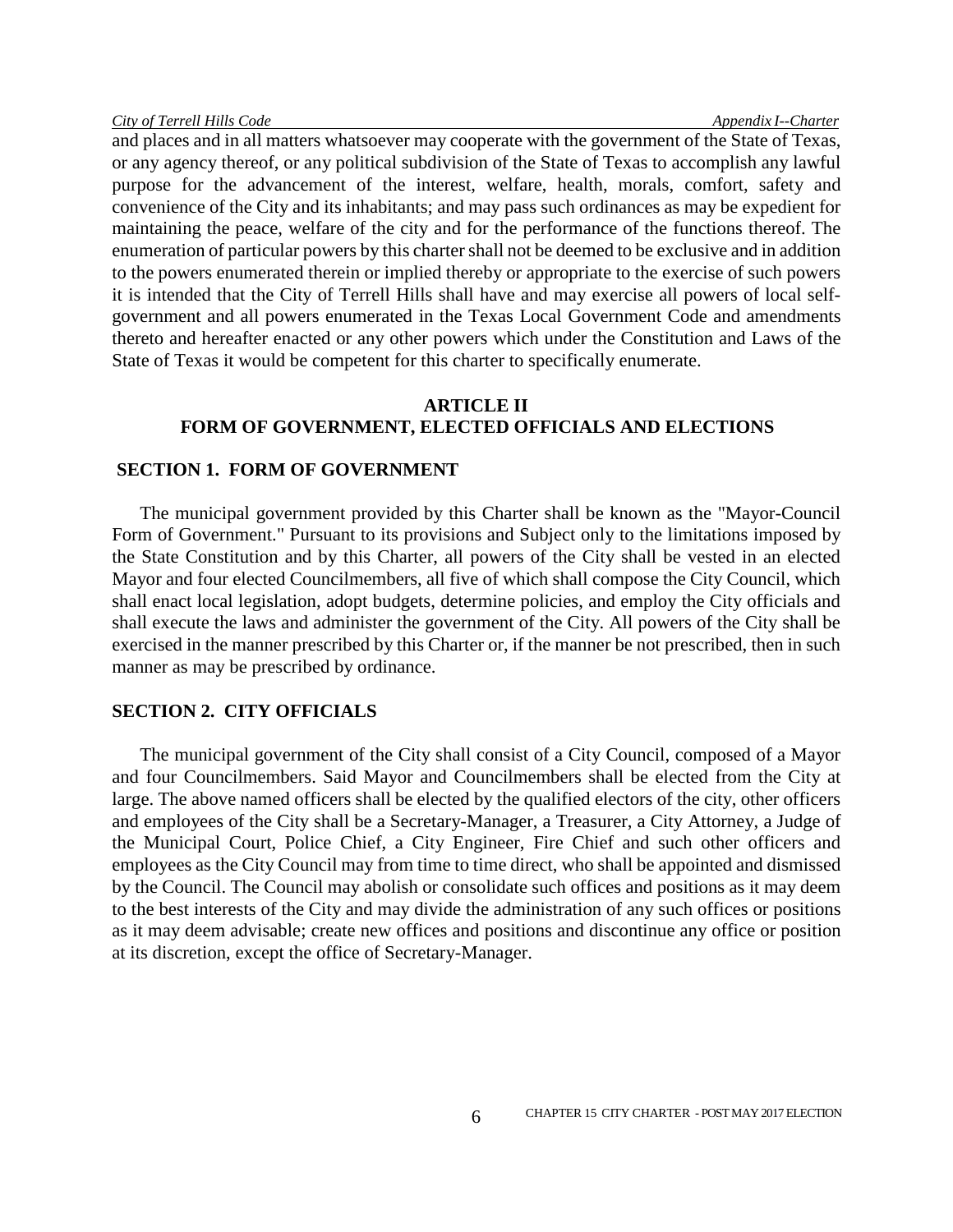and places and in all matters whatsoever may cooperate with the government of the State of Texas, or any agency thereof, or any political subdivision of the State of Texas to accomplish any lawful purpose for the advancement of the interest, welfare, health, morals, comfort, safety and convenience of the City and its inhabitants; and may pass such ordinances as may be expedient for maintaining the peace, welfare of the city and for the performance of the functions thereof. The enumeration of particular powers by this charter shall not be deemed to be exclusive and in addition to the powers enumerated therein or implied thereby or appropriate to the exercise of such powers it is intended that the City of Terrell Hills shall have and may exercise all powers of local self-government and all powers enumerated in the Texas Local Government Code and amendments thereto and hereafter enacted or any other powers which under the Constitution and Laws of the State of Texas it would be competent for this charter to specifically enumerate.

## ARTICLE II
## FORM OF GOVERNMENT, ELECTED OFFICIALS AND ELECTIONS

### SECTION 1. FORM OF GOVERNMENT

The municipal government provided by this Charter shall be known as the "Mayor-Council Form of Government." Pursuant to its provisions and Subject only to the limitations imposed by the State Constitution and by this Charter, all powers of the City shall be vested in an elected Mayor and four elected Councilmembers, all five of which shall compose the City Council, which shall enact local legislation, adopt budgets, determine policies, and employ the City officials and shall execute the laws and administer the government of the City. All powers of the City shall be exercised in the manner prescribed by this Charter or, if the manner be not prescribed, then in such manner as may be prescribed by ordinance.

### SECTION 2. CITY OFFICIALS

The municipal government of the City shall consist of a City Council, composed of a Mayor and four Councilmembers. Said Mayor and Councilmembers shall be elected from the City at large. The above named officers shall be elected by the qualified electors of the city, other officers and employees of the City shall be a Secretary-Manager, a Treasurer, a City Attorney, a Judge of the Municipal Court, Police Chief, a City Engineer, Fire Chief and such other officers and employees as the City Council may from time to time direct, who shall be appointed and dismissed by the Council. The Council may abolish or consolidate such offices and positions as it may deem to the best interests of the City and may divide the administration of any such offices or positions as it may deem advisable; create new offices and positions and discontinue any office or position at its discretion, except the office of Secretary-Manager.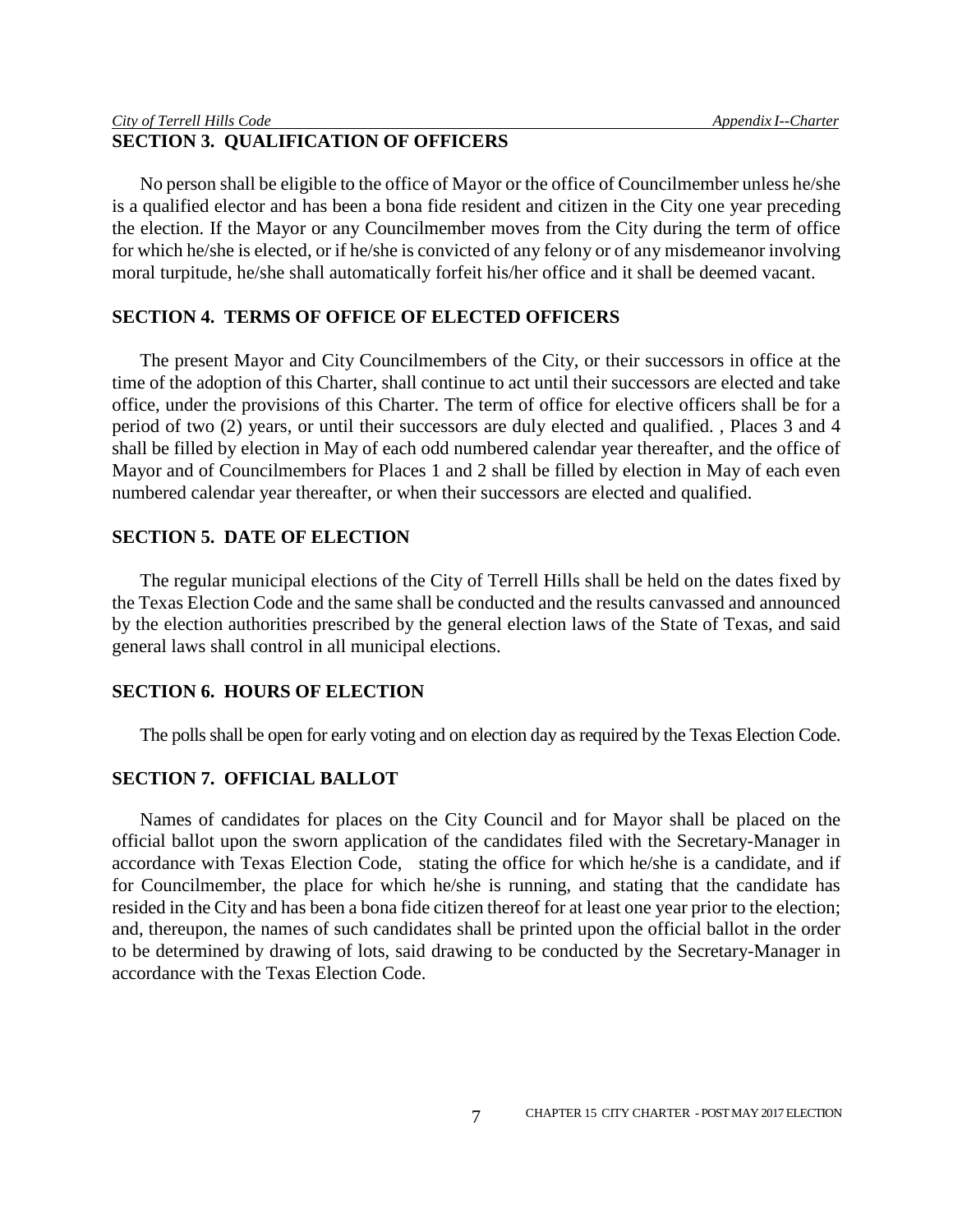## SECTION 3. QUALIFICATION OF OFFICERS

No person shall be eligible to the office of Mayor or the office of Councilmember unless he/she is a qualified elector and has been a bona fide resident and citizen in the City one year preceding the election. If the Mayor or any Councilmember moves from the City during the term of office for which he/she is elected, or if he/she is convicted of any felony or of any misdemeanor involving moral turpitude, he/she shall automatically forfeit his/her office and it shall be deemed vacant.

## SECTION 4. TERMS OF OFFICE OF ELECTED OFFICERS

The present Mayor and City Councilmembers of the City, or their successors in office at the time of the adoption of this Charter, shall continue to act until their successors are elected and take office, under the provisions of this Charter. The term of office for elective officers shall be for a period of two (2) years, or until their successors are duly elected and qualified. , Places 3 and 4 shall be filled by election in May of each odd numbered calendar year thereafter, and the office of Mayor and of Councilmembers for Places 1 and 2 shall be filled by election in May of each even numbered calendar year thereafter, or when their successors are elected and qualified.

## SECTION 5. DATE OF ELECTION

The regular municipal elections of the City of Terrell Hills shall be held on the dates fixed by the Texas Election Code and the same shall be conducted and the results canvassed and announced by the election authorities prescribed by the general election laws of the State of Texas, and said general laws shall control in all municipal elections.

## SECTION 6. HOURS OF ELECTION

The polls shall be open for early voting and on election day as required by the Texas Election Code.

## SECTION 7. OFFICIAL BALLOT

Names of candidates for places on the City Council and for Mayor shall be placed on the official ballot upon the sworn application of the candidates filed with the Secretary-Manager in accordance with Texas Election Code, stating the office for which he/she is a candidate, and if for Councilmember, the place for which he/she is running, and stating that the candidate has resided in the City and has been a bona fide citizen thereof for at least one year prior to the election; and, thereupon, the names of such candidates shall be printed upon the official ballot in the order to be determined by drawing of lots, said drawing to be conducted by the Secretary-Manager in accordance with the Texas Election Code.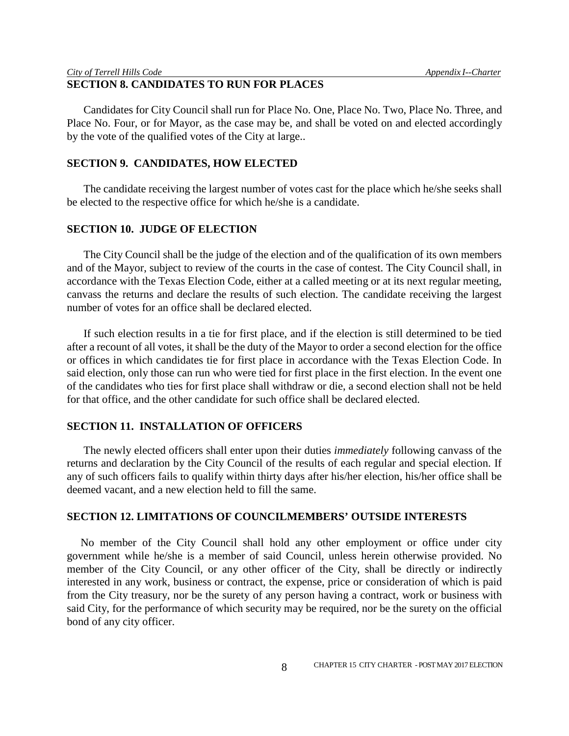## SECTION 8. CANDIDATES TO RUN FOR PLACES

Candidates for City Council shall run for Place No. One, Place No. Two, Place No. Three, and Place No. Four, or for Mayor, as the case may be, and shall be voted on and elected accordingly by the vote of the qualified votes of the City at large..

## SECTION 9. CANDIDATES, HOW ELECTED

The candidate receiving the largest number of votes cast for the place which he/she seeks shall be elected to the respective office for which he/she is a candidate.

## SECTION 10. JUDGE OF ELECTION

The City Council shall be the judge of the election and of the qualification of its own members and of the Mayor, subject to review of the courts in the case of contest. The City Council shall, in accordance with the Texas Election Code, either at a called meeting or at its next regular meeting, canvass the returns and declare the results of such election. The candidate receiving the largest number of votes for an office shall be declared elected.

If such election results in a tie for first place, and if the election is still determined to be tied after a recount of all votes, it shall be the duty of the Mayor to order a second election for the office or offices in which candidates tie for first place in accordance with the Texas Election Code. In said election, only those can run who were tied for first place in the first election. In the event one of the candidates who ties for first place shall withdraw or die, a second election shall not be held for that office, and the other candidate for such office shall be declared elected.

## SECTION 11. INSTALLATION OF OFFICERS

The newly elected officers shall enter upon their duties *immediately* following canvass of the returns and declaration by the City Council of the results of each regular and special election. If any of such officers fails to qualify within thirty days after his/her election, his/her office shall be deemed vacant, and a new election held to fill the same.

## SECTION 12. LIMITATIONS OF COUNCILMEMBERS' OUTSIDE INTERESTS

No member of the City Council shall hold any other employment or office under city government while he/she is a member of said Council, unless herein otherwise provided. No member of the City Council, or any other officer of the City, shall be directly or indirectly interested in any work, business or contract, the expense, price or consideration of which is paid from the City treasury, nor be the surety of any person having a contract, work or business with said City, for the performance of which security may be required, nor be the surety on the official bond of any city officer.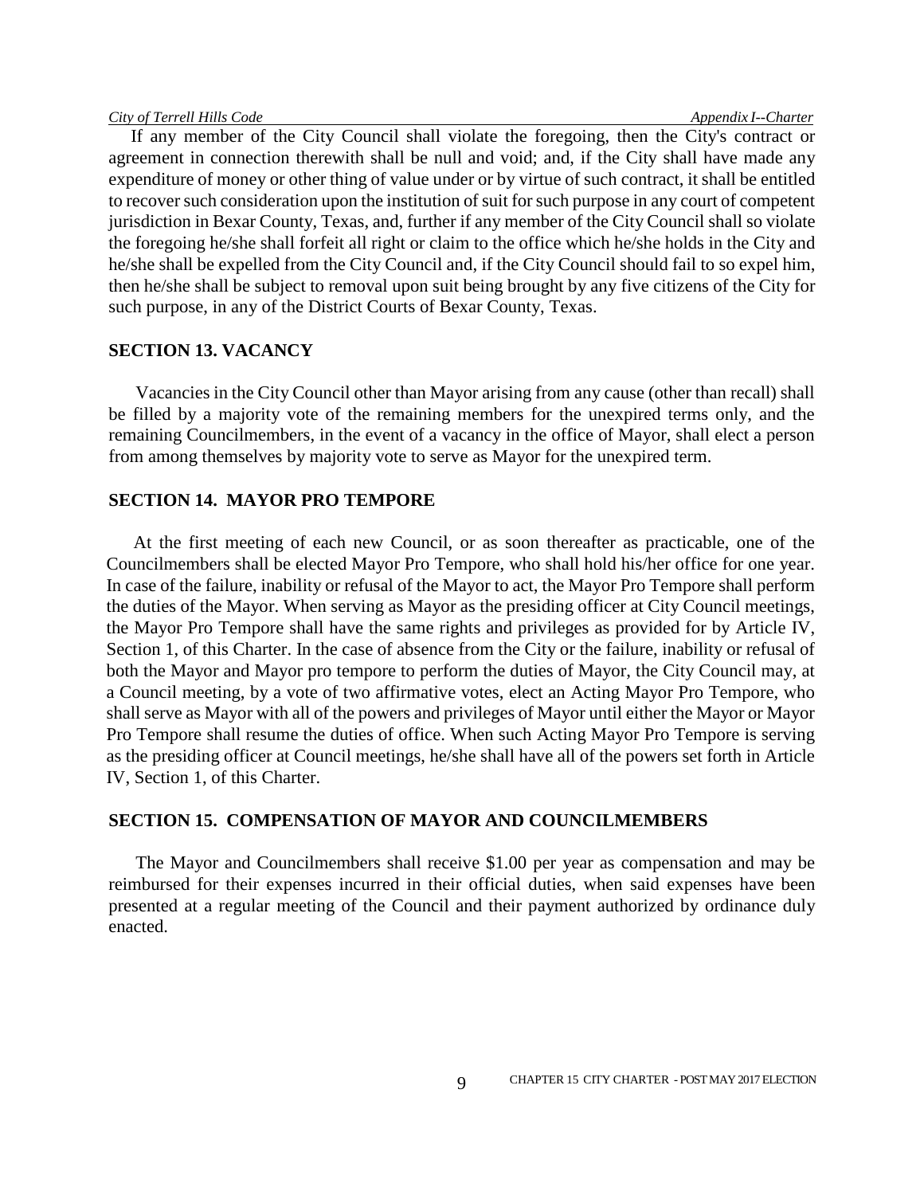If any member of the City Council shall violate the foregoing, then the City's contract or agreement in connection therewith shall be null and void; and, if the City shall have made any expenditure of money or other thing of value under or by virtue of such contract, it shall be entitled to recover such consideration upon the institution of suit for such purpose in any court of competent jurisdiction in Bexar County, Texas, and, further if any member of the City Council shall so violate the foregoing he/she shall forfeit all right or claim to the office which he/she holds in the City and he/she shall be expelled from the City Council and, if the City Council should fail to so expel him, then he/she shall be subject to removal upon suit being brought by any five citizens of the City for such purpose, in any of the District Courts of Bexar County, Texas.

## SECTION 13. VACANCY

Vacancies in the City Council other than Mayor arising from any cause (other than recall) shall be filled by a majority vote of the remaining members for the unexpired terms only, and the remaining Councilmembers, in the event of a vacancy in the office of Mayor, shall elect a person from among themselves by majority vote to serve as Mayor for the unexpired term.

## SECTION 14. MAYOR PRO TEMPORE

At the first meeting of each new Council, or as soon thereafter as practicable, one of the Councilmembers shall be elected Mayor Pro Tempore, who shall hold his/her office for one year. In case of the failure, inability or refusal of the Mayor to act, the Mayor Pro Tempore shall perform the duties of the Mayor. When serving as Mayor as the presiding officer at City Council meetings, the Mayor Pro Tempore shall have the same rights and privileges as provided for by Article IV, Section 1, of this Charter. In the case of absence from the City or the failure, inability or refusal of both the Mayor and Mayor pro tempore to perform the duties of Mayor, the City Council may, at a Council meeting, by a vote of two affirmative votes, elect an Acting Mayor Pro Tempore, who shall serve as Mayor with all of the powers and privileges of Mayor until either the Mayor or Mayor Pro Tempore shall resume the duties of office. When such Acting Mayor Pro Tempore is serving as the presiding officer at Council meetings, he/she shall have all of the powers set forth in Article IV, Section 1, of this Charter.

## SECTION 15. COMPENSATION OF MAYOR AND COUNCILMEMBERS

The Mayor and Councilmembers shall receive $1.00 per year as compensation and may be reimbursed for their expenses incurred in their official duties, when said expenses have been presented at a regular meeting of the Council and their payment authorized by ordinance duly enacted.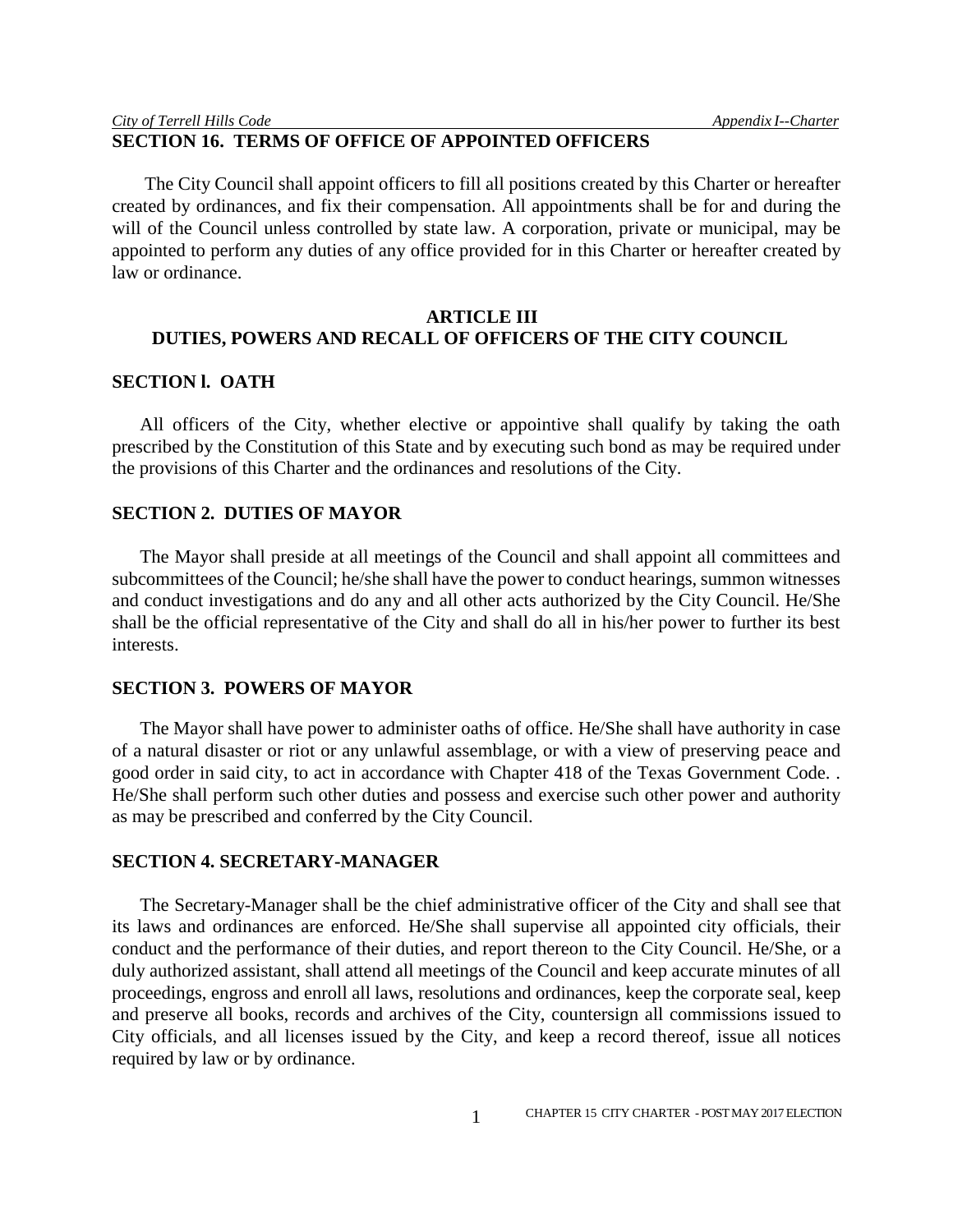## SECTION 16. TERMS OF OFFICE OF APPOINTED OFFICERS

The City Council shall appoint officers to fill all positions created by this Charter or hereafter created by ordinances, and fix their compensation. All appointments shall be for and during the will of the Council unless controlled by state law. A corporation, private or municipal, may be appointed to perform any duties of any office provided for in this Charter or hereafter created by law or ordinance.

# ARTICLE III
# DUTIES, POWERS AND RECALL OF OFFICERS OF THE CITY COUNCIL

## SECTION l. OATH

All officers of the City, whether elective or appointive shall qualify by taking the oath prescribed by the Constitution of this State and by executing such bond as may be required under the provisions of this Charter and the ordinances and resolutions of the City.

## SECTION 2. DUTIES OF MAYOR

The Mayor shall preside at all meetings of the Council and shall appoint all committees and subcommittees of the Council; he/she shall have the power to conduct hearings, summon witnesses and conduct investigations and do any and all other acts authorized by the City Council. He/She shall be the official representative of the City and shall do all in his/her power to further its best interests.

## SECTION 3. POWERS OF MAYOR

The Mayor shall have power to administer oaths of office. He/She shall have authority in case of a natural disaster or riot or any unlawful assemblage, or with a view of preserving peace and good order in said city, to act in accordance with Chapter 418 of the Texas Government Code. . He/She shall perform such other duties and possess and exercise such other power and authority as may be prescribed and conferred by the City Council.

## SECTION 4. SECRETARY-MANAGER

The Secretary-Manager shall be the chief administrative officer of the City and shall see that its laws and ordinances are enforced. He/She shall supervise all appointed city officials, their conduct and the performance of their duties, and report thereon to the City Council. He/She, or a duly authorized assistant, shall attend all meetings of the Council and keep accurate minutes of all proceedings, engross and enroll all laws, resolutions and ordinances, keep the corporate seal, keep and preserve all books, records and archives of the City, countersign all commissions issued to City officials, and all licenses issued by the City, and keep a record thereof, issue all notices required by law or by ordinance.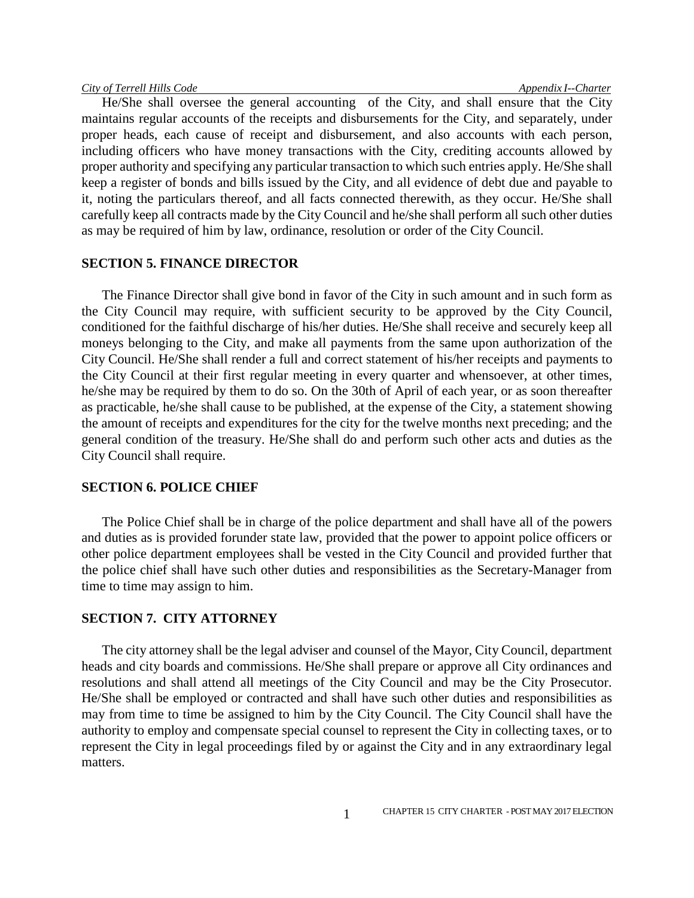He/She shall oversee the general accounting of the City, and shall ensure that the City maintains regular accounts of the receipts and disbursements for the City, and separately, under proper heads, each cause of receipt and disbursement, and also accounts with each person, including officers who have money transactions with the City, crediting accounts allowed by proper authority and specifying any particular transaction to which such entries apply. He/She shall keep a register of bonds and bills issued by the City, and all evidence of debt due and payable to it, noting the particulars thereof, and all facts connected therewith, as they occur. He/She shall carefully keep all contracts made by the City Council and he/she shall perform all such other duties as may be required of him by law, ordinance, resolution or order of the City Council.

## SECTION 5. FINANCE DIRECTOR

The Finance Director shall give bond in favor of the City in such amount and in such form as the City Council may require, with sufficient security to be approved by the City Council, conditioned for the faithful discharge of his/her duties. He/She shall receive and securely keep all moneys belonging to the City, and make all payments from the same upon authorization of the City Council. He/She shall render a full and correct statement of his/her receipts and payments to the City Council at their first regular meeting in every quarter and whensoever, at other times, he/she may be required by them to do so. On the 30th of April of each year, or as soon thereafter as practicable, he/she shall cause to be published, at the expense of the City, a statement showing the amount of receipts and expenditures for the city for the twelve months next preceding; and the general condition of the treasury. He/She shall do and perform such other acts and duties as the City Council shall require.

## SECTION 6. POLICE CHIEF

The Police Chief shall be in charge of the police department and shall have all of the powers and duties as is provided forunder state law, provided that the power to appoint police officers or other police department employees shall be vested in the City Council and provided further that the police chief shall have such other duties and responsibilities as the Secretary-Manager from time to time may assign to him.

## SECTION 7. CITY ATTORNEY

The city attorney shall be the legal adviser and counsel of the Mayor, City Council, department heads and city boards and commissions. He/She shall prepare or approve all City ordinances and resolutions and shall attend all meetings of the City Council and may be the City Prosecutor. He/She shall be employed or contracted and shall have such other duties and responsibilities as may from time to time be assigned to him by the City Council. The City Council shall have the authority to employ and compensate special counsel to represent the City in collecting taxes, or to represent the City in legal proceedings filed by or against the City and in any extraordinary legal matters.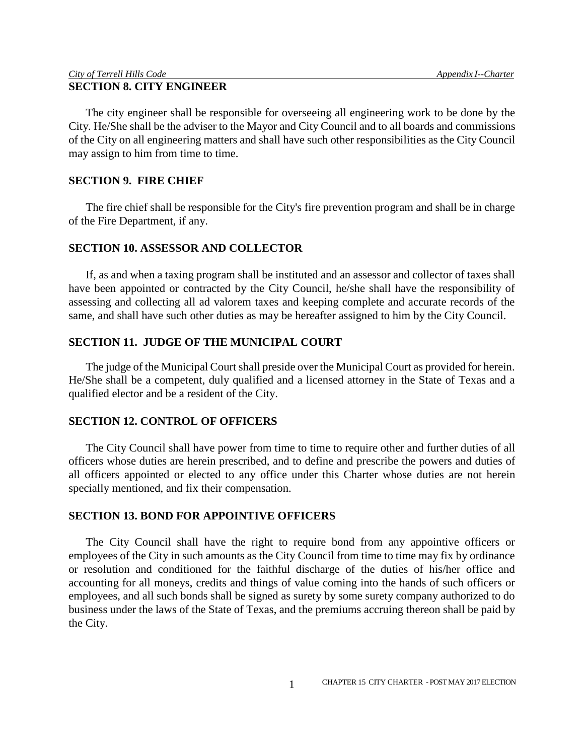## SECTION 8. CITY ENGINEER

The city engineer shall be responsible for overseeing all engineering work to be done by the City. He/She shall be the adviser to the Mayor and City Council and to all boards and commissions of the City on all engineering matters and shall have such other responsibilities as the City Council may assign to him from time to time.

## SECTION 9. FIRE CHIEF

The fire chief shall be responsible for the City's fire prevention program and shall be in charge of the Fire Department, if any.

## SECTION 10. ASSESSOR AND COLLECTOR

If, as and when a taxing program shall be instituted and an assessor and collector of taxes shall have been appointed or contracted by the City Council, he/she shall have the responsibility of assessing and collecting all ad valorem taxes and keeping complete and accurate records of the same, and shall have such other duties as may be hereafter assigned to him by the City Council.

## SECTION 11. JUDGE OF THE MUNICIPAL COURT

The judge of the Municipal Court shall preside over the Municipal Court as provided for herein. He/She shall be a competent, duly qualified and a licensed attorney in the State of Texas and a qualified elector and be a resident of the City.

## SECTION 12. CONTROL OF OFFICERS

The City Council shall have power from time to time to require other and further duties of all officers whose duties are herein prescribed, and to define and prescribe the powers and duties of all officers appointed or elected to any office under this Charter whose duties are not herein specially mentioned, and fix their compensation.

## SECTION 13. BOND FOR APPOINTIVE OFFICERS

The City Council shall have the right to require bond from any appointive officers or employees of the City in such amounts as the City Council from time to time may fix by ordinance or resolution and conditioned for the faithful discharge of the duties of his/her office and accounting for all moneys, credits and things of value coming into the hands of such officers or employees, and all such bonds shall be signed as surety by some surety company authorized to do business under the laws of the State of Texas, and the premiums accruing thereon shall be paid by the City.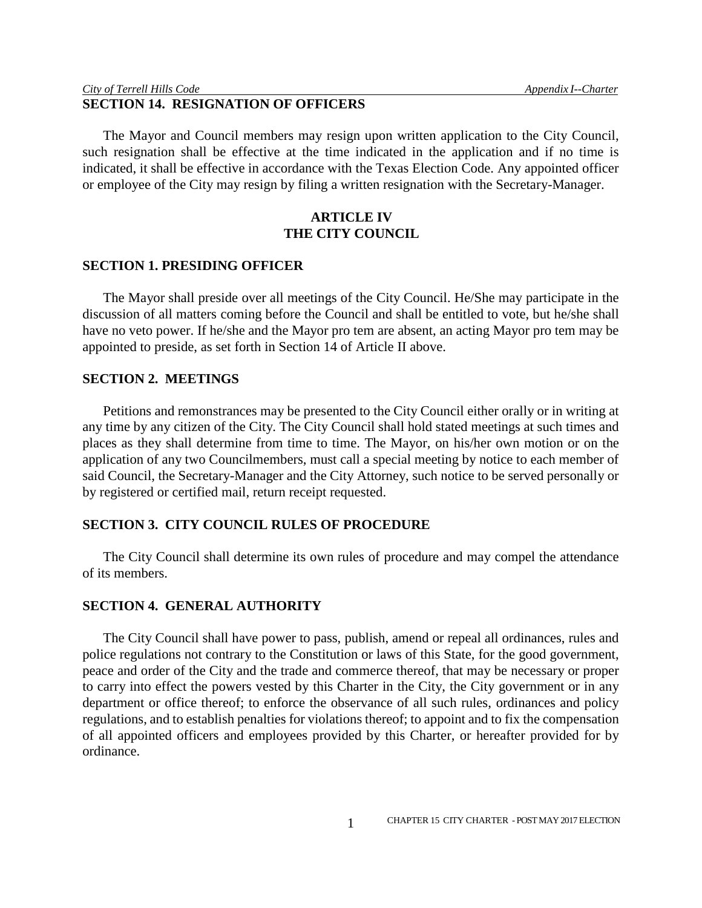## SECTION 14. RESIGNATION OF OFFICERS

The Mayor and Council members may resign upon written application to the City Council, such resignation shall be effective at the time indicated in the application and if no time is indicated, it shall be effective in accordance with the Texas Election Code. Any appointed officer or employee of the City may resign by filing a written resignation with the Secretary-Manager.

# ARTICLE IV
# THE CITY COUNCIL

## SECTION 1. PRESIDING OFFICER

The Mayor shall preside over all meetings of the City Council. He/She may participate in the discussion of all matters coming before the Council and shall be entitled to vote, but he/she shall have no veto power. If he/she and the Mayor pro tem are absent, an acting Mayor pro tem may be appointed to preside, as set forth in Section 14 of Article II above.

## SECTION 2. MEETINGS

Petitions and remonstrances may be presented to the City Council either orally or in writing at any time by any citizen of the City. The City Council shall hold stated meetings at such times and places as they shall determine from time to time. The Mayor, on his/her own motion or on the application of any two Councilmembers, must call a special meeting by notice to each member of said Council, the Secretary-Manager and the City Attorney, such notice to be served personally or by registered or certified mail, return receipt requested.

## SECTION 3. CITY COUNCIL RULES OF PROCEDURE

The City Council shall determine its own rules of procedure and may compel the attendance of its members.

## SECTION 4. GENERAL AUTHORITY

The City Council shall have power to pass, publish, amend or repeal all ordinances, rules and police regulations not contrary to the Constitution or laws of this State, for the good government, peace and order of the City and the trade and commerce thereof, that may be necessary or proper to carry into effect the powers vested by this Charter in the City, the City government or in any department or office thereof; to enforce the observance of all such rules, ordinances and policy regulations, and to establish penalties for violations thereof; to appoint and to fix the compensation of all appointed officers and employees provided by this Charter, or hereafter provided for by ordinance.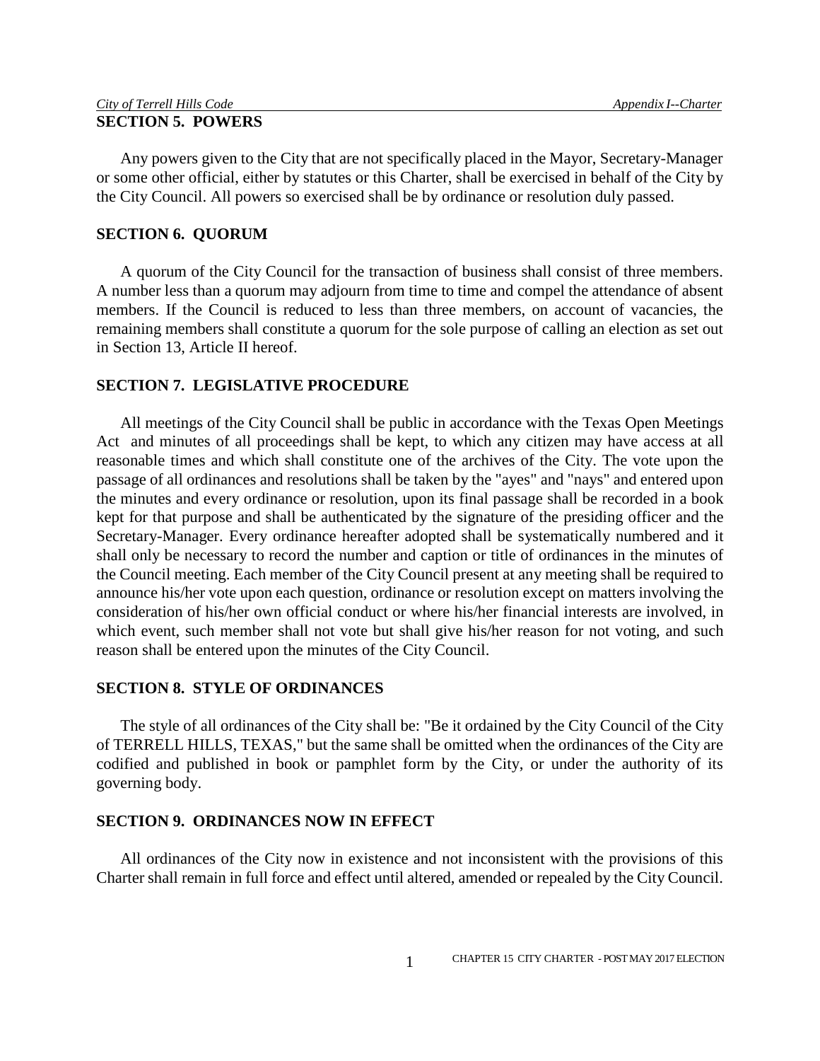## SECTION 5. POWERS

Any powers given to the City that are not specifically placed in the Mayor, Secretary-Manager or some other official, either by statutes or this Charter, shall be exercised in behalf of the City by the City Council. All powers so exercised shall be by ordinance or resolution duly passed.

## SECTION 6. QUORUM

A quorum of the City Council for the transaction of business shall consist of three members. A number less than a quorum may adjourn from time to time and compel the attendance of absent members. If the Council is reduced to less than three members, on account of vacancies, the remaining members shall constitute a quorum for the sole purpose of calling an election as set out in Section 13, Article II hereof.

## SECTION 7. LEGISLATIVE PROCEDURE

All meetings of the City Council shall be public in accordance with the Texas Open Meetings Act and minutes of all proceedings shall be kept, to which any citizen may have access at all reasonable times and which shall constitute one of the archives of the City. The vote upon the passage of all ordinances and resolutions shall be taken by the "ayes" and "nays" and entered upon the minutes and every ordinance or resolution, upon its final passage shall be recorded in a book kept for that purpose and shall be authenticated by the signature of the presiding officer and the Secretary-Manager. Every ordinance hereafter adopted shall be systematically numbered and it shall only be necessary to record the number and caption or title of ordinances in the minutes of the Council meeting. Each member of the City Council present at any meeting shall be required to announce his/her vote upon each question, ordinance or resolution except on matters involving the consideration of his/her own official conduct or where his/her financial interests are involved, in which event, such member shall not vote but shall give his/her reason for not voting, and such reason shall be entered upon the minutes of the City Council.

## SECTION 8. STYLE OF ORDINANCES

The style of all ordinances of the City shall be: "Be it ordained by the City Council of the City of TERRELL HILLS, TEXAS," but the same shall be omitted when the ordinances of the City are codified and published in book or pamphlet form by the City, or under the authority of its governing body.

## SECTION 9. ORDINANCES NOW IN EFFECT

All ordinances of the City now in existence and not inconsistent with the provisions of this Charter shall remain in full force and effect until altered, amended or repealed by the City Council.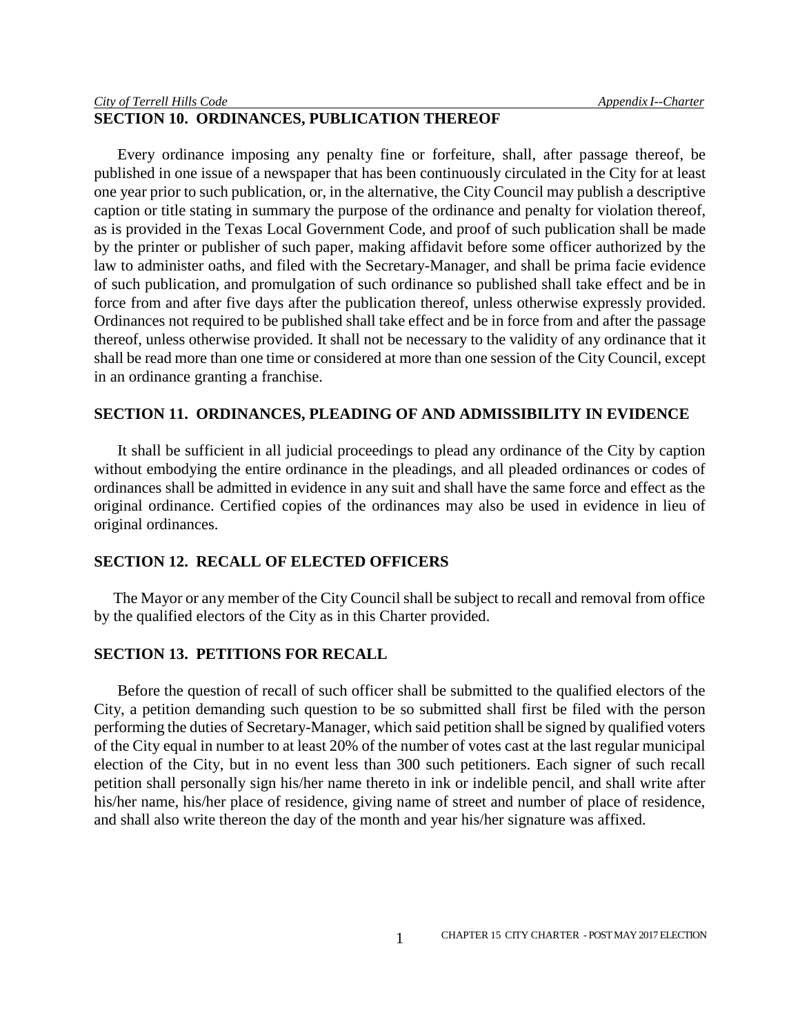## SECTION 10. ORDINANCES, PUBLICATION THEREOF

Every ordinance imposing any penalty fine or forfeiture, shall, after passage thereof, be published in one issue of a newspaper that has been continuously circulated in the City for at least one year prior to such publication, or, in the alternative, the City Council may publish a descriptive caption or title stating in summary the purpose of the ordinance and penalty for violation thereof, as is provided in the Texas Local Government Code, and proof of such publication shall be made by the printer or publisher of such paper, making affidavit before some officer authorized by the law to administer oaths, and filed with the Secretary-Manager, and shall be prima facie evidence of such publication, and promulgation of such ordinance so published shall take effect and be in force from and after five days after the publication thereof, unless otherwise expressly provided. Ordinances not required to be published shall take effect and be in force from and after the passage thereof, unless otherwise provided. It shall not be necessary to the validity of any ordinance that it shall be read more than one time or considered at more than one session of the City Council, except in an ordinance granting a franchise.

## SECTION 11. ORDINANCES, PLEADING OF AND ADMISSIBILITY IN EVIDENCE

It shall be sufficient in all judicial proceedings to plead any ordinance of the City by caption without embodying the entire ordinance in the pleadings, and all pleaded ordinances or codes of ordinances shall be admitted in evidence in any suit and shall have the same force and effect as the original ordinance. Certified copies of the ordinances may also be used in evidence in lieu of original ordinances.

## SECTION 12. RECALL OF ELECTED OFFICERS

The Mayor or any member of the City Council shall be subject to recall and removal from office by the qualified electors of the City as in this Charter provided.

## SECTION 13. PETITIONS FOR RECALL

Before the question of recall of such officer shall be submitted to the qualified electors of the City, a petition demanding such question to be so submitted shall first be filed with the person performing the duties of Secretary-Manager, which said petition shall be signed by qualified voters of the City equal in number to at least 20% of the number of votes cast at the last regular municipal election of the City, but in no event less than 300 such petitioners. Each signer of such recall petition shall personally sign his/her name thereto in ink or indelible pencil, and shall write after his/her name, his/her place of residence, giving name of street and number of place of residence, and shall also write thereon the day of the month and year his/her signature was affixed.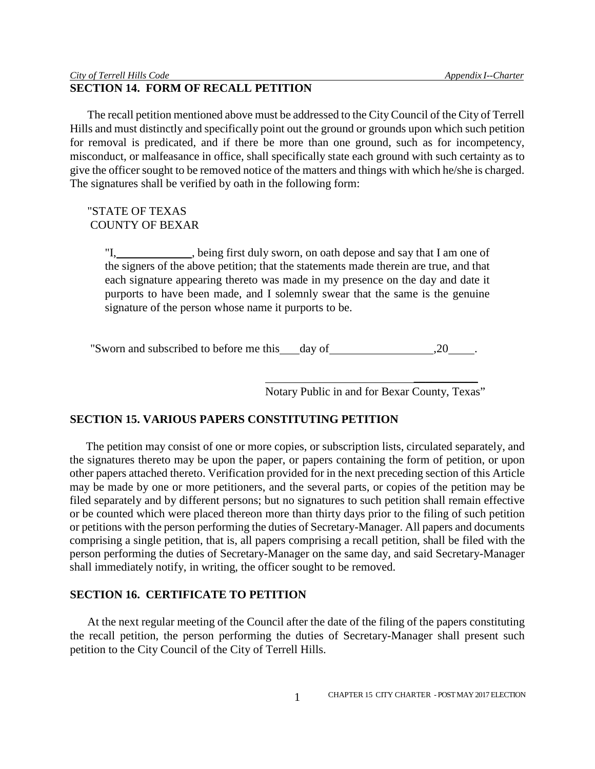## SECTION 14. FORM OF RECALL PETITION

The recall petition mentioned above must be addressed to the City Council of the City of Terrell Hills and must distinctly and specifically point out the ground or grounds upon which such petition for removal is predicated, and if there be more than one ground, such as for incompetency, misconduct, or malfeasance in office, shall specifically state each ground with such certainty as to give the officer sought to be removed notice of the matters and things with which he/she is charged. The signatures shall be verified by oath in the following form:

"STATE OF TEXAS
COUNTY OF BEXAR

"I,_____________, being first duly sworn, on oath depose and say that I am one of the signers of the above petition; that the statements made therein are true, and that each signature appearing thereto was made in my presence on the day and date it purports to have been made, and I solemnly swear that the same is the genuine signature of the person whose name it purports to be.

"Sworn and subscribed to before me this___day of_________________,20____.

_______________________________________
Notary Public in and for Bexar County, Texas"

## SECTION 15. VARIOUS PAPERS CONSTITUTING PETITION

The petition may consist of one or more copies, or subscription lists, circulated separately, and the signatures thereto may be upon the paper, or papers containing the form of petition, or upon other papers attached thereto. Verification provided for in the next preceding section of this Article may be made by one or more petitioners, and the several parts, or copies of the petition may be filed separately and by different persons; but no signatures to such petition shall remain effective or be counted which were placed thereon more than thirty days prior to the filing of such petition or petitions with the person performing the duties of Secretary-Manager. All papers and documents comprising a single petition, that is, all papers comprising a recall petition, shall be filed with the person performing the duties of Secretary-Manager on the same day, and said Secretary-Manager shall immediately notify, in writing, the officer sought to be removed.

## SECTION 16. CERTIFICATE TO PETITION

At the next regular meeting of the Council after the date of the filing of the papers constituting the recall petition, the person performing the duties of Secretary-Manager shall present such petition to the City Council of the City of Terrell Hills.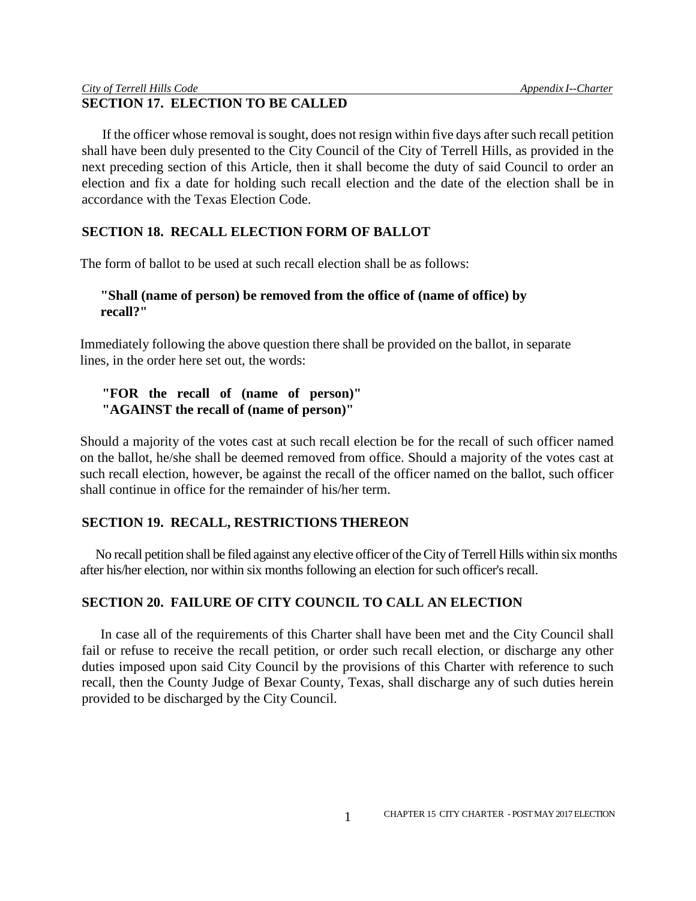## SECTION 17. ELECTION TO BE CALLED

If the officer whose removal is sought, does not resign within five days after such recall petition shall have been duly presented to the City Council of the City of Terrell Hills, as provided in the next preceding section of this Article, then it shall become the duty of said Council to order an election and fix a date for holding such recall election and the date of the election shall be in accordance with the Texas Election Code.

## SECTION 18. RECALL ELECTION FORM OF BALLOT

The form of ballot to be used at such recall election shall be as follows:

**"Shall (name of person) be removed from the office of (name of office) by recall?"**

Immediately following the above question there shall be provided on the ballot, in separate lines, in the order here set out, the words:

**"FOR the recall of (name of person)"**
**"AGAINST the recall of (name of person)"**

Should a majority of the votes cast at such recall election be for the recall of such officer named on the ballot, he/she shall be deemed removed from office. Should a majority of the votes cast at such recall election, however, be against the recall of the officer named on the ballot, such officer shall continue in office for the remainder of his/her term.

## SECTION 19. RECALL, RESTRICTIONS THEREON

No recall petition shall be filed against any elective officer of the City of Terrell Hills within six months after his/her election, nor within six months following an election for such officer's recall.

## SECTION 20. FAILURE OF CITY COUNCIL TO CALL AN ELECTION

In case all of the requirements of this Charter shall have been met and the City Council shall fail or refuse to receive the recall petition, or order such recall election, or discharge any other duties imposed upon said City Council by the provisions of this Charter with reference to such recall, then the County Judge of Bexar County, Texas, shall discharge any of such duties herein provided to be discharged by the City Council.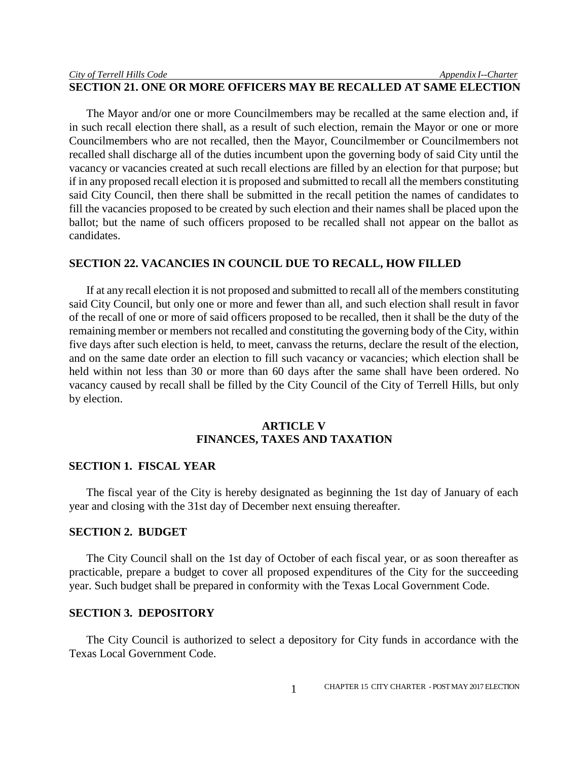## SECTION 21. ONE OR MORE OFFICERS MAY BE RECALLED AT SAME ELECTION

The Mayor and/or one or more Councilmembers may be recalled at the same election and, if in such recall election there shall, as a result of such election, remain the Mayor or one or more Councilmembers who are not recalled, then the Mayor, Councilmember or Councilmembers not recalled shall discharge all of the duties incumbent upon the governing body of said City until the vacancy or vacancies created at such recall elections are filled by an election for that purpose; but if in any proposed recall election it is proposed and submitted to recall all the members constituting said City Council, then there shall be submitted in the recall petition the names of candidates to fill the vacancies proposed to be created by such election and their names shall be placed upon the ballot; but the name of such officers proposed to be recalled shall not appear on the ballot as candidates.

## SECTION 22. VACANCIES IN COUNCIL DUE TO RECALL, HOW FILLED

If at any recall election it is not proposed and submitted to recall all of the members constituting said City Council, but only one or more and fewer than all, and such election shall result in favor of the recall of one or more of said officers proposed to be recalled, then it shall be the duty of the remaining member or members not recalled and constituting the governing body of the City, within five days after such election is held, to meet, canvass the returns, declare the result of the election, and on the same date order an election to fill such vacancy or vacancies; which election shall be held within not less than 30 or more than 60 days after the same shall have been ordered. No vacancy caused by recall shall be filled by the City Council of the City of Terrell Hills, but only by election.

# ARTICLE V
# FINANCES, TAXES AND TAXATION

## SECTION 1. FISCAL YEAR

The fiscal year of the City is hereby designated as beginning the 1st day of January of each year and closing with the 31st day of December next ensuing thereafter.

## SECTION 2. BUDGET

The City Council shall on the 1st day of October of each fiscal year, or as soon thereafter as practicable, prepare a budget to cover all proposed expenditures of the City for the succeeding year. Such budget shall be prepared in conformity with the Texas Local Government Code.

## SECTION 3. DEPOSITORY

The City Council is authorized to select a depository for City funds in accordance with the Texas Local Government Code.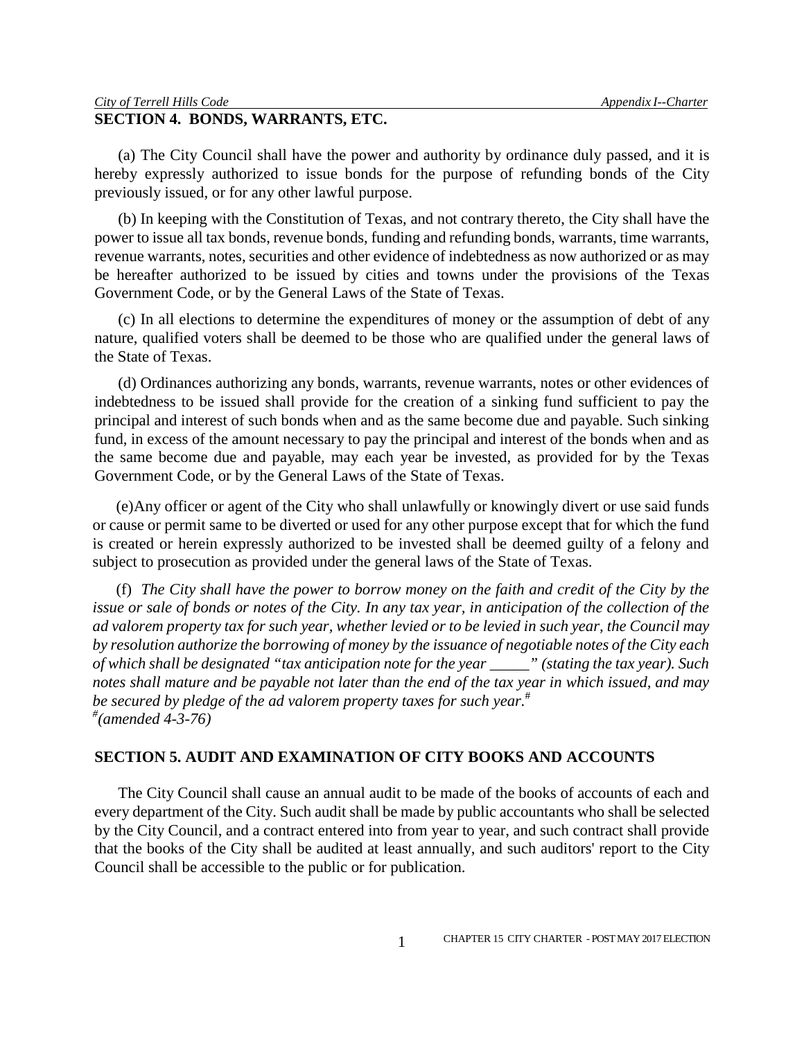## SECTION 4. BONDS, WARRANTS, ETC.

(a) The City Council shall have the power and authority by ordinance duly passed, and it is hereby expressly authorized to issue bonds for the purpose of refunding bonds of the City previously issued, or for any other lawful purpose.

(b) In keeping with the Constitution of Texas, and not contrary thereto, the City shall have the power to issue all tax bonds, revenue bonds, funding and refunding bonds, warrants, time warrants, revenue warrants, notes, securities and other evidence of indebtedness as now authorized or as may be hereafter authorized to be issued by cities and towns under the provisions of the Texas Government Code, or by the General Laws of the State of Texas.

(c) In all elections to determine the expenditures of money or the assumption of debt of any nature, qualified voters shall be deemed to be those who are qualified under the general laws of the State of Texas.

(d) Ordinances authorizing any bonds, warrants, revenue warrants, notes or other evidences of indebtedness to be issued shall provide for the creation of a sinking fund sufficient to pay the principal and interest of such bonds when and as the same become due and payable. Such sinking fund, in excess of the amount necessary to pay the principal and interest of the bonds when and as the same become due and payable, may each year be invested, as provided for by the Texas Government Code, or by the General Laws of the State of Texas.

(e)Any officer or agent of the City who shall unlawfully or knowingly divert or use said funds or cause or permit same to be diverted or used for any other purpose except that for which the fund is created or herein expressly authorized to be invested shall be deemed guilty of a felony and subject to prosecution as provided under the general laws of the State of Texas.

(f) *The City shall have the power to borrow money on the faith and credit of the City by the issue or sale of bonds or notes of the City. In any tax year, in anticipation of the collection of the ad valorem property tax for such year, whether levied or to be levied in such year, the Council may by resolution authorize the borrowing of money by the issuance of negotiable notes of the City each of which shall be designated "tax anticipation note for the year _____" (stating the tax year). Such notes shall mature and be payable not later than the end of the tax year in which issued, and may be secured by pledge of the ad valorem property taxes for such year.*[#]
[#]*(amended 4-3-76)*

## SECTION 5. AUDIT AND EXAMINATION OF CITY BOOKS AND ACCOUNTS

The City Council shall cause an annual audit to be made of the books of accounts of each and every department of the City. Such audit shall be made by public accountants who shall be selected by the City Council, and a contract entered into from year to year, and such contract shall provide that the books of the City shall be audited at least annually, and such auditors' report to the City Council shall be accessible to the public or for publication.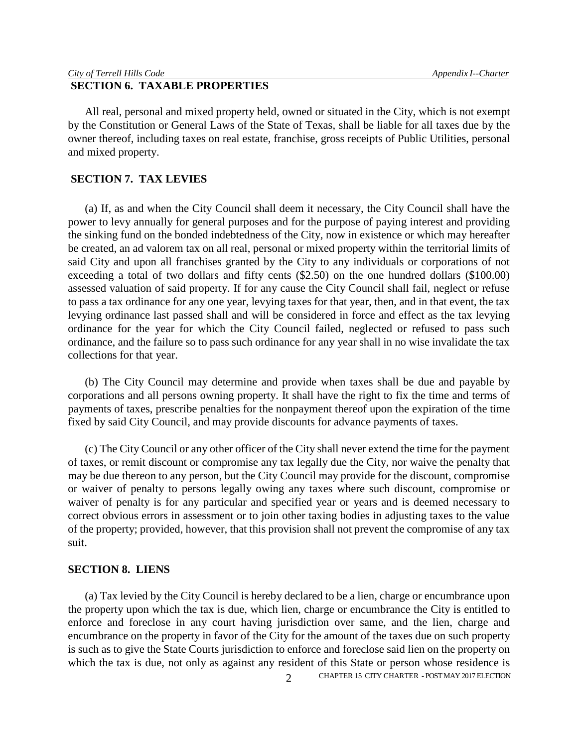## SECTION 6. TAXABLE PROPERTIES

All real, personal and mixed property held, owned or situated in the City, which is not exempt by the Constitution or General Laws of the State of Texas, shall be liable for all taxes due by the owner thereof, including taxes on real estate, franchise, gross receipts of Public Utilities, personal and mixed property.

## SECTION 7. TAX LEVIES

(a) If, as and when the City Council shall deem it necessary, the City Council shall have the power to levy annually for general purposes and for the purpose of paying interest and providing the sinking fund on the bonded indebtedness of the City, now in existence or which may hereafter be created, an ad valorem tax on all real, personal or mixed property within the territorial limits of said City and upon all franchises granted by the City to any individuals or corporations of not exceeding a total of two dollars and fifty cents ($2.50) on the one hundred dollars ($100.00) assessed valuation of said property. If for any cause the City Council shall fail, neglect or refuse to pass a tax ordinance for any one year, levying taxes for that year, then, and in that event, the tax levying ordinance last passed shall and will be considered in force and effect as the tax levying ordinance for the year for which the City Council failed, neglected or refused to pass such ordinance, and the failure so to pass such ordinance for any year shall in no wise invalidate the tax collections for that year.

(b) The City Council may determine and provide when taxes shall be due and payable by corporations and all persons owning property. It shall have the right to fix the time and terms of payments of taxes, prescribe penalties for the nonpayment thereof upon the expiration of the time fixed by said City Council, and may provide discounts for advance payments of taxes.

(c) The City Council or any other officer of the City shall never extend the time for the payment of taxes, or remit discount or compromise any tax legally due the City, nor waive the penalty that may be due thereon to any person, but the City Council may provide for the discount, compromise or waiver of penalty to persons legally owing any taxes where such discount, compromise or waiver of penalty is for any particular and specified year or years and is deemed necessary to correct obvious errors in assessment or to join other taxing bodies in adjusting taxes to the value of the property; provided, however, that this provision shall not prevent the compromise of any tax suit.

## SECTION 8. LIENS

(a) Tax levied by the City Council is hereby declared to be a lien, charge or encumbrance upon the property upon which the tax is due, which lien, charge or encumbrance the City is entitled to enforce and foreclose in any court having jurisdiction over same, and the lien, charge and encumbrance on the property in favor of the City for the amount of the taxes due on such property is such as to give the State Courts jurisdiction to enforce and foreclose said lien on the property on which the tax is due, not only as against any resident of this State or person whose residence is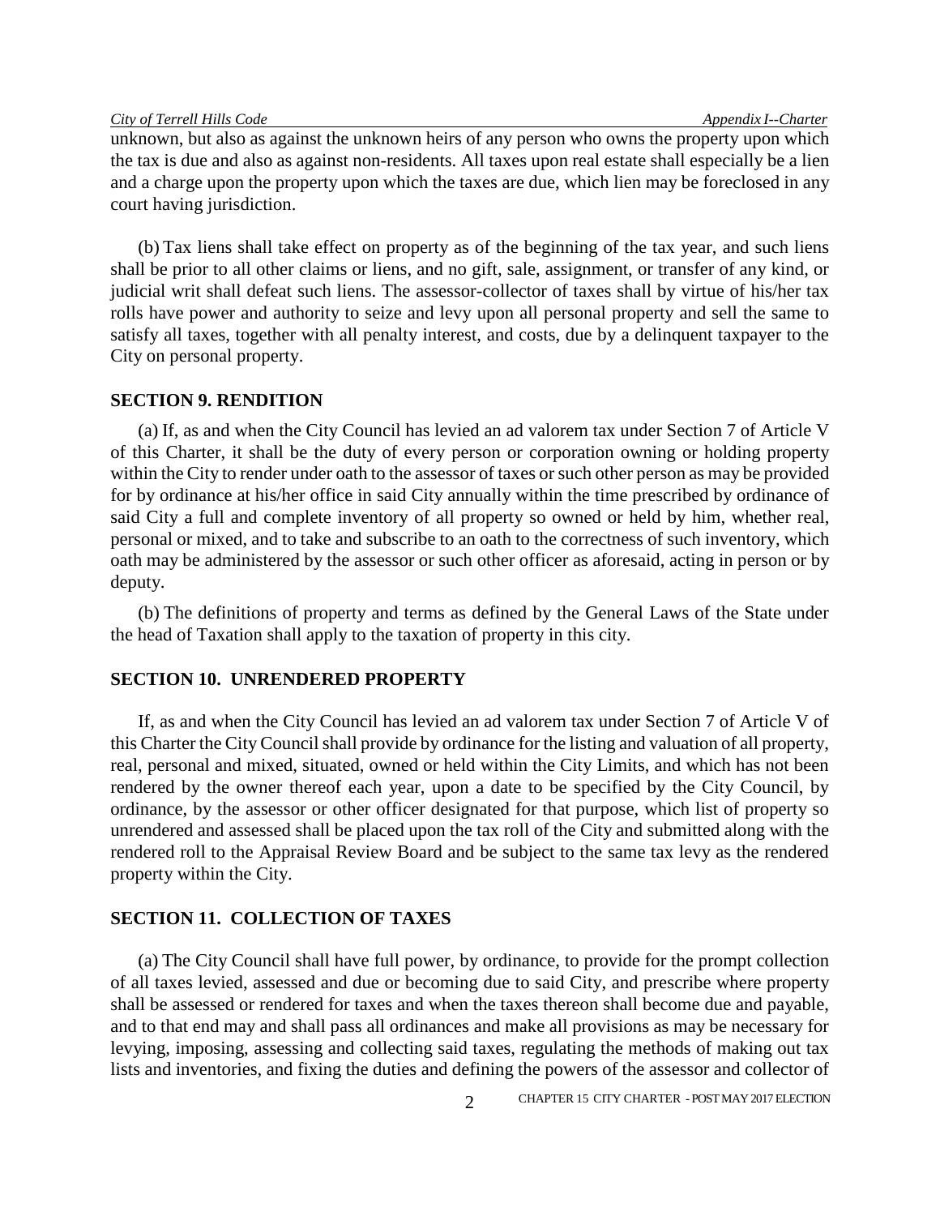unknown, but also as against the unknown heirs of any person who owns the property upon which the tax is due and also as against non-residents. All taxes upon real estate shall especially be a lien and a charge upon the property upon which the taxes are due, which lien may be foreclosed in any court having jurisdiction.

(b) Tax liens shall take effect on property as of the beginning of the tax year, and such liens shall be prior to all other claims or liens, and no gift, sale, assignment, or transfer of any kind, or judicial writ shall defeat such liens. The assessor-collector of taxes shall by virtue of his/her tax rolls have power and authority to seize and levy upon all personal property and sell the same to satisfy all taxes, together with all penalty interest, and costs, due by a delinquent taxpayer to the City on personal property.

### SECTION 9. RENDITION

(a) If, as and when the City Council has levied an ad valorem tax under Section 7 of Article V of this Charter, it shall be the duty of every person or corporation owning or holding property within the City to render under oath to the assessor of taxes or such other person as may be provided for by ordinance at his/her office in said City annually within the time prescribed by ordinance of said City a full and complete inventory of all property so owned or held by him, whether real, personal or mixed, and to take and subscribe to an oath to the correctness of such inventory, which oath may be administered by the assessor or such other officer as aforesaid, acting in person or by deputy.

(b) The definitions of property and terms as defined by the General Laws of the State under the head of Taxation shall apply to the taxation of property in this city.

### SECTION 10. UNRENDERED PROPERTY

If, as and when the City Council has levied an ad valorem tax under Section 7 of Article V of this Charter the City Council shall provide by ordinance for the listing and valuation of all property, real, personal and mixed, situated, owned or held within the City Limits, and which has not been rendered by the owner thereof each year, upon a date to be specified by the City Council, by ordinance, by the assessor or other officer designated for that purpose, which list of property so unrendered and assessed shall be placed upon the tax roll of the City and submitted along with the rendered roll to the Appraisal Review Board and be subject to the same tax levy as the rendered property within the City.

### SECTION 11. COLLECTION OF TAXES

(a) The City Council shall have full power, by ordinance, to provide for the prompt collection of all taxes levied, assessed and due or becoming due to said City, and prescribe where property shall be assessed or rendered for taxes and when the taxes thereon shall become due and payable, and to that end may and shall pass all ordinances and make all provisions as may be necessary for levying, imposing, assessing and collecting said taxes, regulating the methods of making out tax lists and inventories, and fixing the duties and defining the powers of the assessor and collector of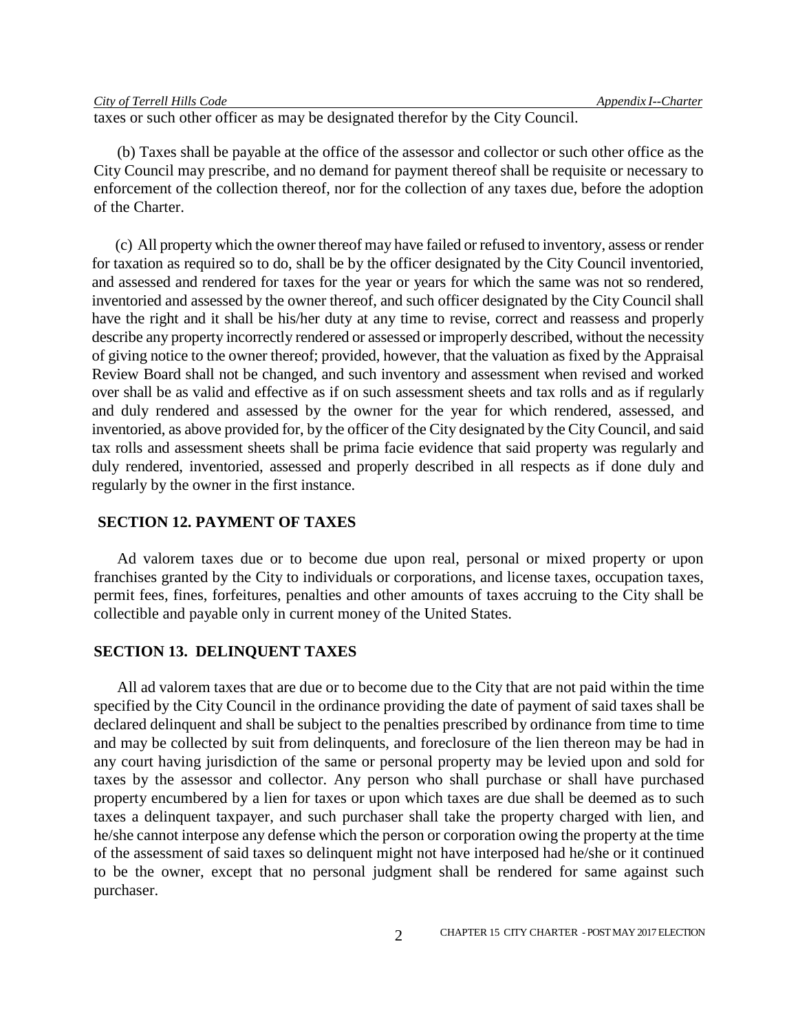taxes or such other officer as may be designated therefor by the City Council.

(b) Taxes shall be payable at the office of the assessor and collector or such other office as the City Council may prescribe, and no demand for payment thereof shall be requisite or necessary to enforcement of the collection thereof, nor for the collection of any taxes due, before the adoption of the Charter.

(c) All property which the owner thereof may have failed or refused to inventory, assess or render for taxation as required so to do, shall be by the officer designated by the City Council inventoried, and assessed and rendered for taxes for the year or years for which the same was not so rendered, inventoried and assessed by the owner thereof, and such officer designated by the City Council shall have the right and it shall be his/her duty at any time to revise, correct and reassess and properly describe any property incorrectly rendered or assessed or improperly described, without the necessity of giving notice to the owner thereof; provided, however, that the valuation as fixed by the Appraisal Review Board shall not be changed, and such inventory and assessment when revised and worked over shall be as valid and effective as if on such assessment sheets and tax rolls and as if regularly and duly rendered and assessed by the owner for the year for which rendered, assessed, and inventoried, as above provided for, by the officer of the City designated by the City Council, and said tax rolls and assessment sheets shall be prima facie evidence that said property was regularly and duly rendered, inventoried, assessed and properly described in all respects as if done duly and regularly by the owner in the first instance.

## SECTION 12. PAYMENT OF TAXES

Ad valorem taxes due or to become due upon real, personal or mixed property or upon franchises granted by the City to individuals or corporations, and license taxes, occupation taxes, permit fees, fines, forfeitures, penalties and other amounts of taxes accruing to the City shall be collectible and payable only in current money of the United States.

## SECTION 13. DELINQUENT TAXES

All ad valorem taxes that are due or to become due to the City that are not paid within the time specified by the City Council in the ordinance providing the date of payment of said taxes shall be declared delinquent and shall be subject to the penalties prescribed by ordinance from time to time and may be collected by suit from delinquents, and foreclosure of the lien thereon may be had in any court having jurisdiction of the same or personal property may be levied upon and sold for taxes by the assessor and collector. Any person who shall purchase or shall have purchased property encumbered by a lien for taxes or upon which taxes are due shall be deemed as to such taxes a delinquent taxpayer, and such purchaser shall take the property charged with lien, and he/she cannot interpose any defense which the person or corporation owing the property at the time of the assessment of said taxes so delinquent might not have interposed had he/she or it continued to be the owner, except that no personal judgment shall be rendered for same against such purchaser.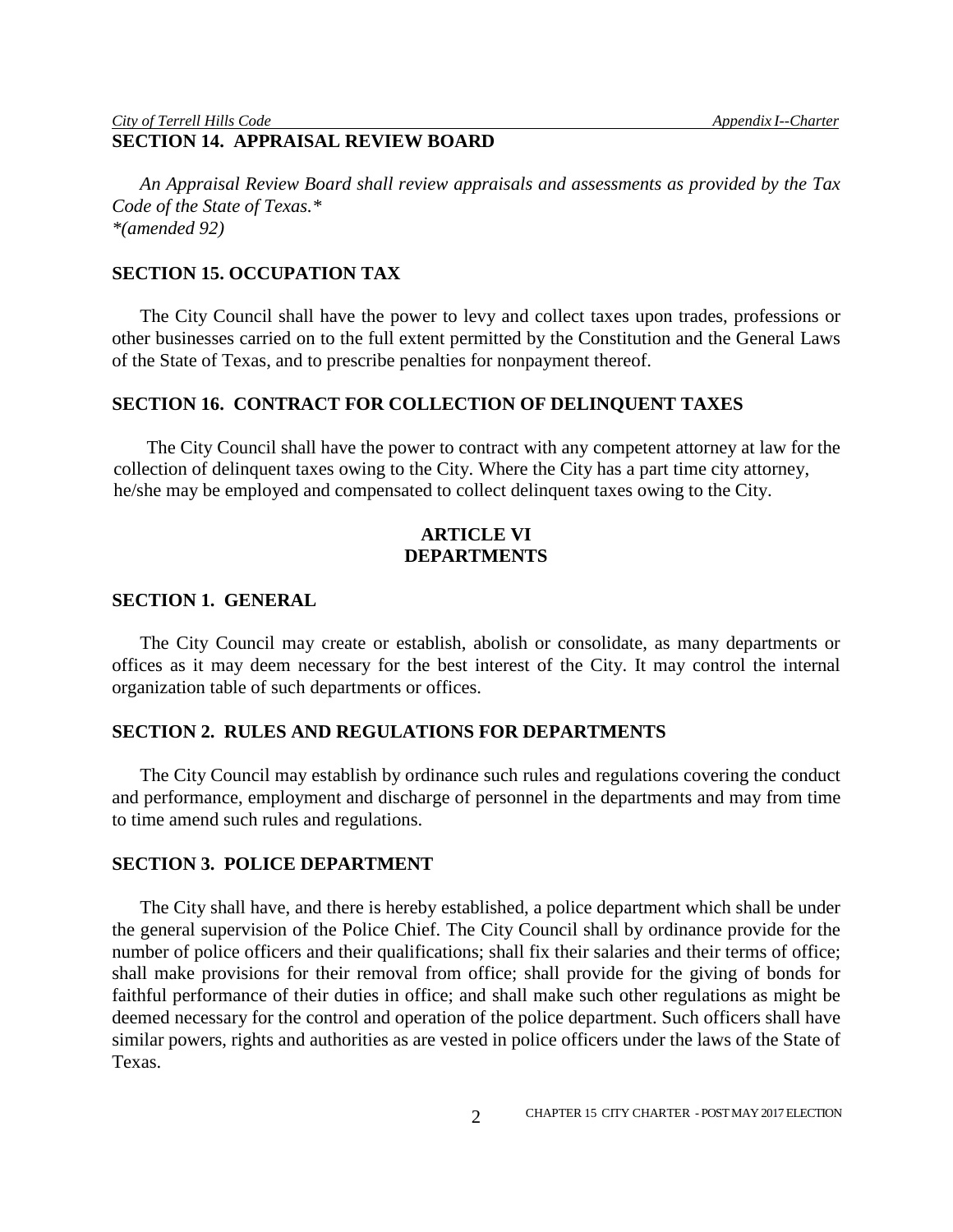### SECTION 14. APPRAISAL REVIEW BOARD

*An Appraisal Review Board shall review appraisals and assessments as provided by the Tax Code of the State of Texas.\**
*\*(amended 92)*

### SECTION 15. OCCUPATION TAX

The City Council shall have the power to levy and collect taxes upon trades, professions or other businesses carried on to the full extent permitted by the Constitution and the General Laws of the State of Texas, and to prescribe penalties for nonpayment thereof.

### SECTION 16. CONTRACT FOR COLLECTION OF DELINQUENT TAXES

The City Council shall have the power to contract with any competent attorney at law for the collection of delinquent taxes owing to the City. Where the City has a part time city attorney, he/she may be employed and compensated to collect delinquent taxes owing to the City.

## ARTICLE VI
## DEPARTMENTS

### SECTION 1. GENERAL

The City Council may create or establish, abolish or consolidate, as many departments or offices as it may deem necessary for the best interest of the City. It may control the internal organization table of such departments or offices.

### SECTION 2. RULES AND REGULATIONS FOR DEPARTMENTS

The City Council may establish by ordinance such rules and regulations covering the conduct and performance, employment and discharge of personnel in the departments and may from time to time amend such rules and regulations.

### SECTION 3. POLICE DEPARTMENT

The City shall have, and there is hereby established, a police department which shall be under the general supervision of the Police Chief. The City Council shall by ordinance provide for the number of police officers and their qualifications; shall fix their salaries and their terms of office; shall make provisions for their removal from office; shall provide for the giving of bonds for faithful performance of their duties in office; and shall make such other regulations as might be deemed necessary for the control and operation of the police department. Such officers shall have similar powers, rights and authorities as are vested in police officers under the laws of the State of Texas.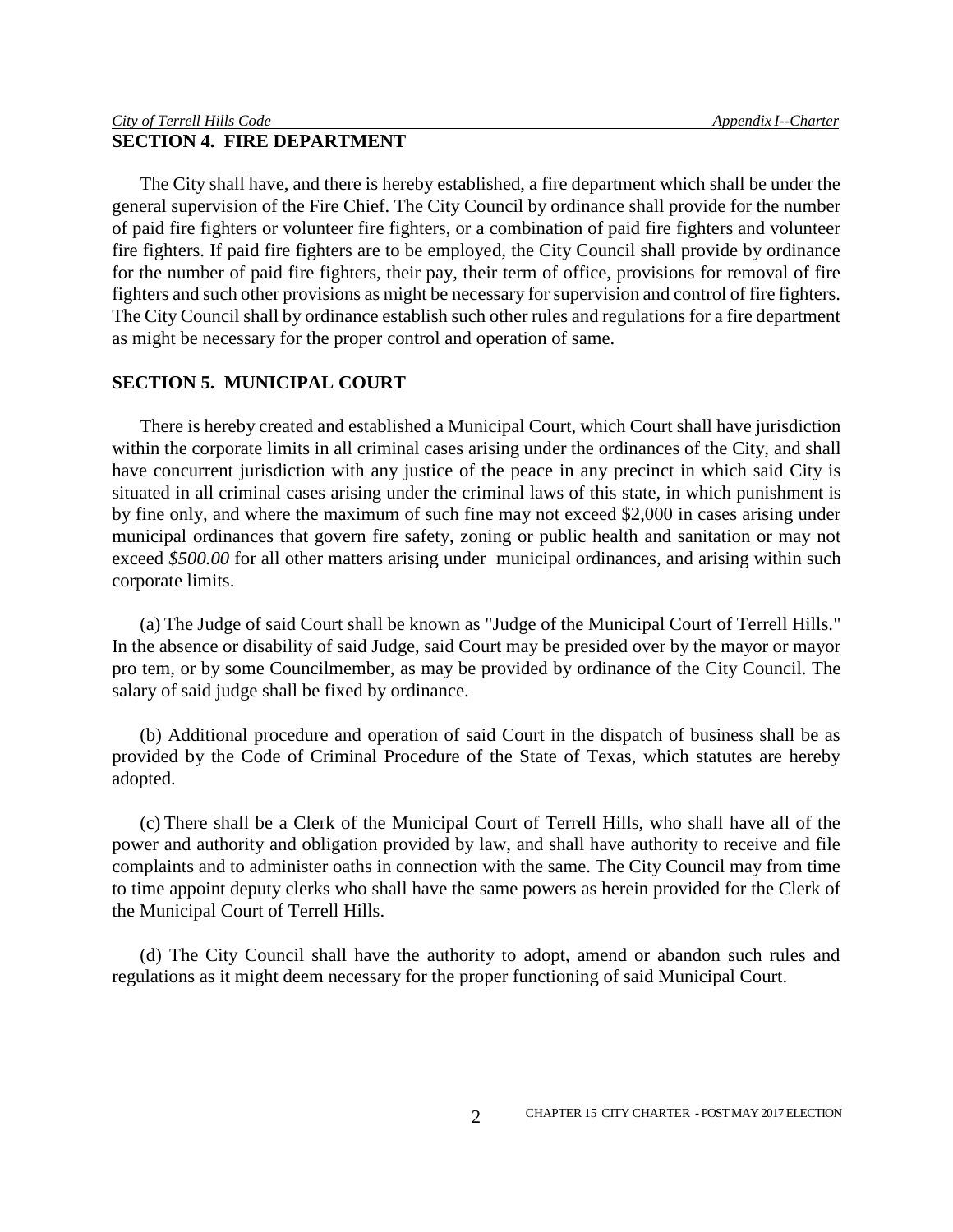## SECTION 4. FIRE DEPARTMENT

The City shall have, and there is hereby established, a fire department which shall be under the general supervision of the Fire Chief. The City Council by ordinance shall provide for the number of paid fire fighters or volunteer fire fighters, or a combination of paid fire fighters and volunteer fire fighters. If paid fire fighters are to be employed, the City Council shall provide by ordinance for the number of paid fire fighters, their pay, their term of office, provisions for removal of fire fighters and such other provisions as might be necessary for supervision and control of fire fighters. The City Council shall by ordinance establish such other rules and regulations for a fire department as might be necessary for the proper control and operation of same.

## SECTION 5. MUNICIPAL COURT

There is hereby created and established a Municipal Court, which Court shall have jurisdiction within the corporate limits in all criminal cases arising under the ordinances of the City, and shall have concurrent jurisdiction with any justice of the peace in any precinct in which said City is situated in all criminal cases arising under the criminal laws of this state, in which punishment is by fine only, and where the maximum of such fine may not exceed $2,000 in cases arising under municipal ordinances that govern fire safety, zoning or public health and sanitation or may not exceed *$500.00* for all other matters arising under municipal ordinances, and arising within such corporate limits.

(a) The Judge of said Court shall be known as "Judge of the Municipal Court of Terrell Hills." In the absence or disability of said Judge, said Court may be presided over by the mayor or mayor pro tem, or by some Councilmember, as may be provided by ordinance of the City Council. The salary of said judge shall be fixed by ordinance.

(b) Additional procedure and operation of said Court in the dispatch of business shall be as provided by the Code of Criminal Procedure of the State of Texas, which statutes are hereby adopted.

(c) There shall be a Clerk of the Municipal Court of Terrell Hills, who shall have all of the power and authority and obligation provided by law, and shall have authority to receive and file complaints and to administer oaths in connection with the same. The City Council may from time to time appoint deputy clerks who shall have the same powers as herein provided for the Clerk of the Municipal Court of Terrell Hills.

(d) The City Council shall have the authority to adopt, amend or abandon such rules and regulations as it might deem necessary for the proper functioning of said Municipal Court.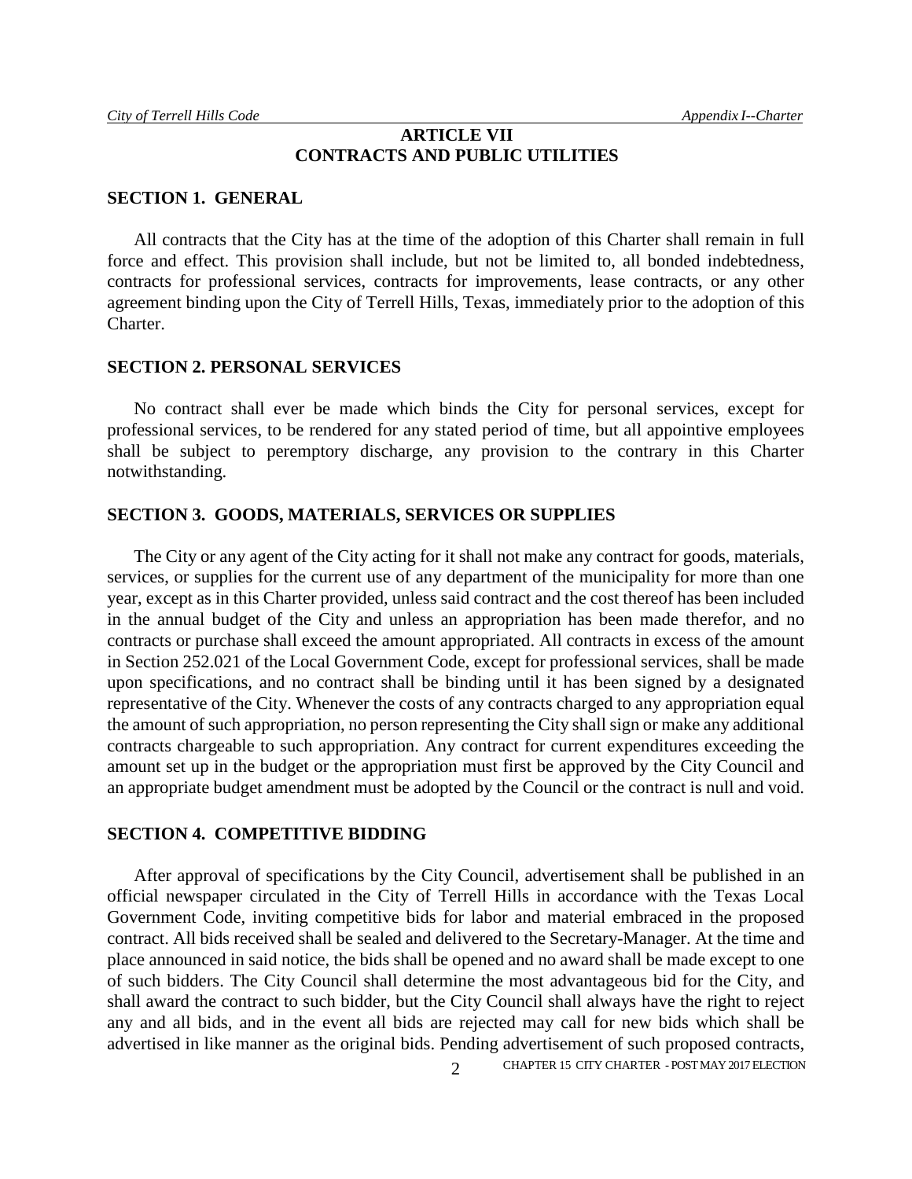# ARTICLE VII
# CONTRACTS AND PUBLIC UTILITIES

## SECTION 1. GENERAL

All contracts that the City has at the time of the adoption of this Charter shall remain in full force and effect. This provision shall include, but not be limited to, all bonded indebtedness, contracts for professional services, contracts for improvements, lease contracts, or any other agreement binding upon the City of Terrell Hills, Texas, immediately prior to the adoption of this Charter.

## SECTION 2. PERSONAL SERVICES

No contract shall ever be made which binds the City for personal services, except for professional services, to be rendered for any stated period of time, but all appointive employees shall be subject to peremptory discharge, any provision to the contrary in this Charter notwithstanding.

## SECTION 3. GOODS, MATERIALS, SERVICES OR SUPPLIES

The City or any agent of the City acting for it shall not make any contract for goods, materials, services, or supplies for the current use of any department of the municipality for more than one year, except as in this Charter provided, unless said contract and the cost thereof has been included in the annual budget of the City and unless an appropriation has been made therefor, and no contracts or purchase shall exceed the amount appropriated. All contracts in excess of the amount in Section 252.021 of the Local Government Code, except for professional services, shall be made upon specifications, and no contract shall be binding until it has been signed by a designated representative of the City. Whenever the costs of any contracts charged to any appropriation equal the amount of such appropriation, no person representing the City shall sign or make any additional contracts chargeable to such appropriation. Any contract for current expenditures exceeding the amount set up in the budget or the appropriation must first be approved by the City Council and an appropriate budget amendment must be adopted by the Council or the contract is null and void.

## SECTION 4. COMPETITIVE BIDDING

After approval of specifications by the City Council, advertisement shall be published in an official newspaper circulated in the City of Terrell Hills in accordance with the Texas Local Government Code, inviting competitive bids for labor and material embraced in the proposed contract. All bids received shall be sealed and delivered to the Secretary-Manager. At the time and place announced in said notice, the bids shall be opened and no award shall be made except to one of such bidders. The City Council shall determine the most advantageous bid for the City, and shall award the contract to such bidder, but the City Council shall always have the right to reject any and all bids, and in the event all bids are rejected may call for new bids which shall be advertised in like manner as the original bids. Pending advertisement of such proposed contracts,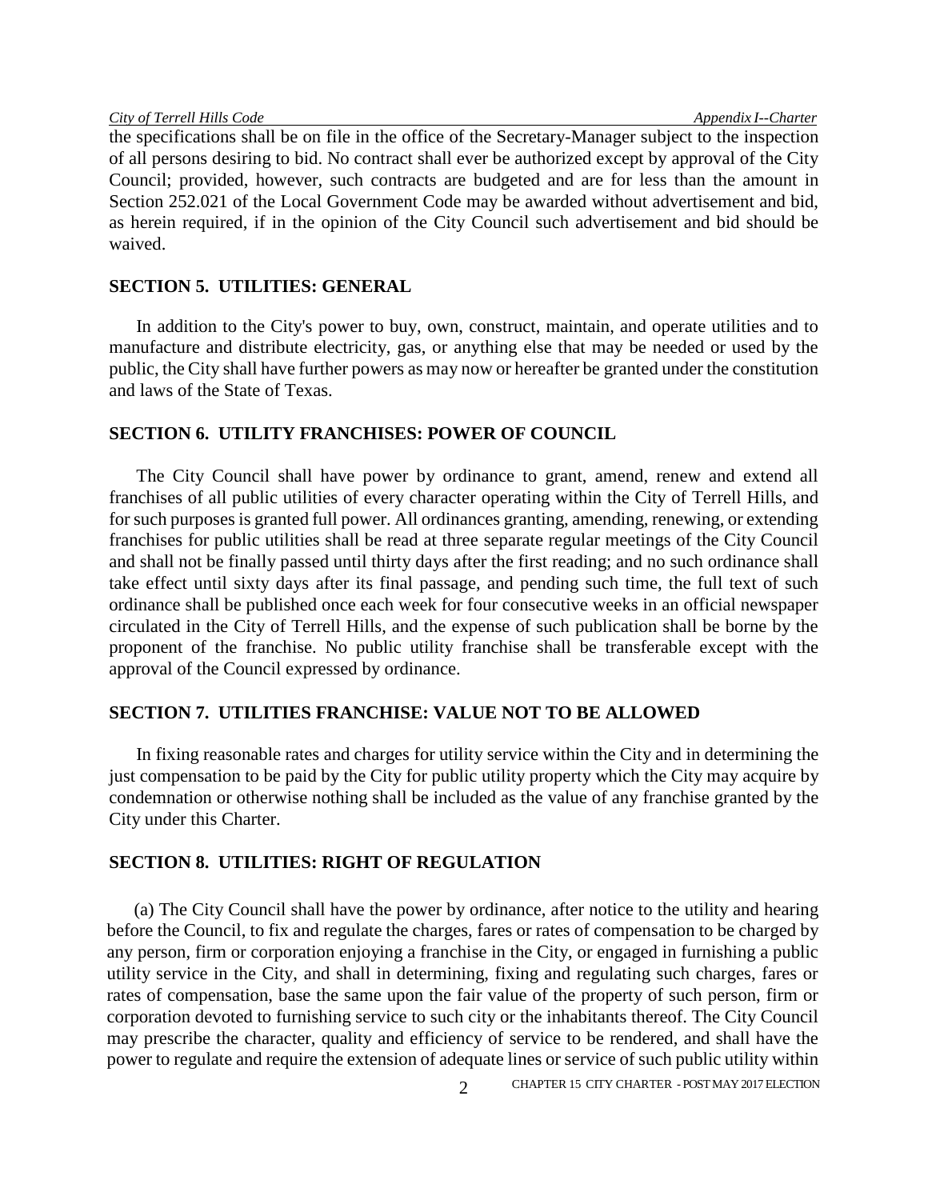the specifications shall be on file in the office of the Secretary-Manager subject to the inspection of all persons desiring to bid. No contract shall ever be authorized except by approval of the City Council; provided, however, such contracts are budgeted and are for less than the amount in Section 252.021 of the Local Government Code may be awarded without advertisement and bid, as herein required, if in the opinion of the City Council such advertisement and bid should be waived.

### SECTION 5. UTILITIES: GENERAL

In addition to the City's power to buy, own, construct, maintain, and operate utilities and to manufacture and distribute electricity, gas, or anything else that may be needed or used by the public, the City shall have further powers as may now or hereafter be granted under the constitution and laws of the State of Texas.

### SECTION 6. UTILITY FRANCHISES: POWER OF COUNCIL

The City Council shall have power by ordinance to grant, amend, renew and extend all franchises of all public utilities of every character operating within the City of Terrell Hills, and for such purposes is granted full power. All ordinances granting, amending, renewing, or extending franchises for public utilities shall be read at three separate regular meetings of the City Council and shall not be finally passed until thirty days after the first reading; and no such ordinance shall take effect until sixty days after its final passage, and pending such time, the full text of such ordinance shall be published once each week for four consecutive weeks in an official newspaper circulated in the City of Terrell Hills, and the expense of such publication shall be borne by the proponent of the franchise. No public utility franchise shall be transferable except with the approval of the Council expressed by ordinance.

### SECTION 7. UTILITIES FRANCHISE: VALUE NOT TO BE ALLOWED

In fixing reasonable rates and charges for utility service within the City and in determining the just compensation to be paid by the City for public utility property which the City may acquire by condemnation or otherwise nothing shall be included as the value of any franchise granted by the City under this Charter.

### SECTION 8. UTILITIES: RIGHT OF REGULATION

(a) The City Council shall have the power by ordinance, after notice to the utility and hearing before the Council, to fix and regulate the charges, fares or rates of compensation to be charged by any person, firm or corporation enjoying a franchise in the City, or engaged in furnishing a public utility service in the City, and shall in determining, fixing and regulating such charges, fares or rates of compensation, base the same upon the fair value of the property of such person, firm or corporation devoted to furnishing service to such city or the inhabitants thereof. The City Council may prescribe the character, quality and efficiency of service to be rendered, and shall have the power to regulate and require the extension of adequate lines or service of such public utility within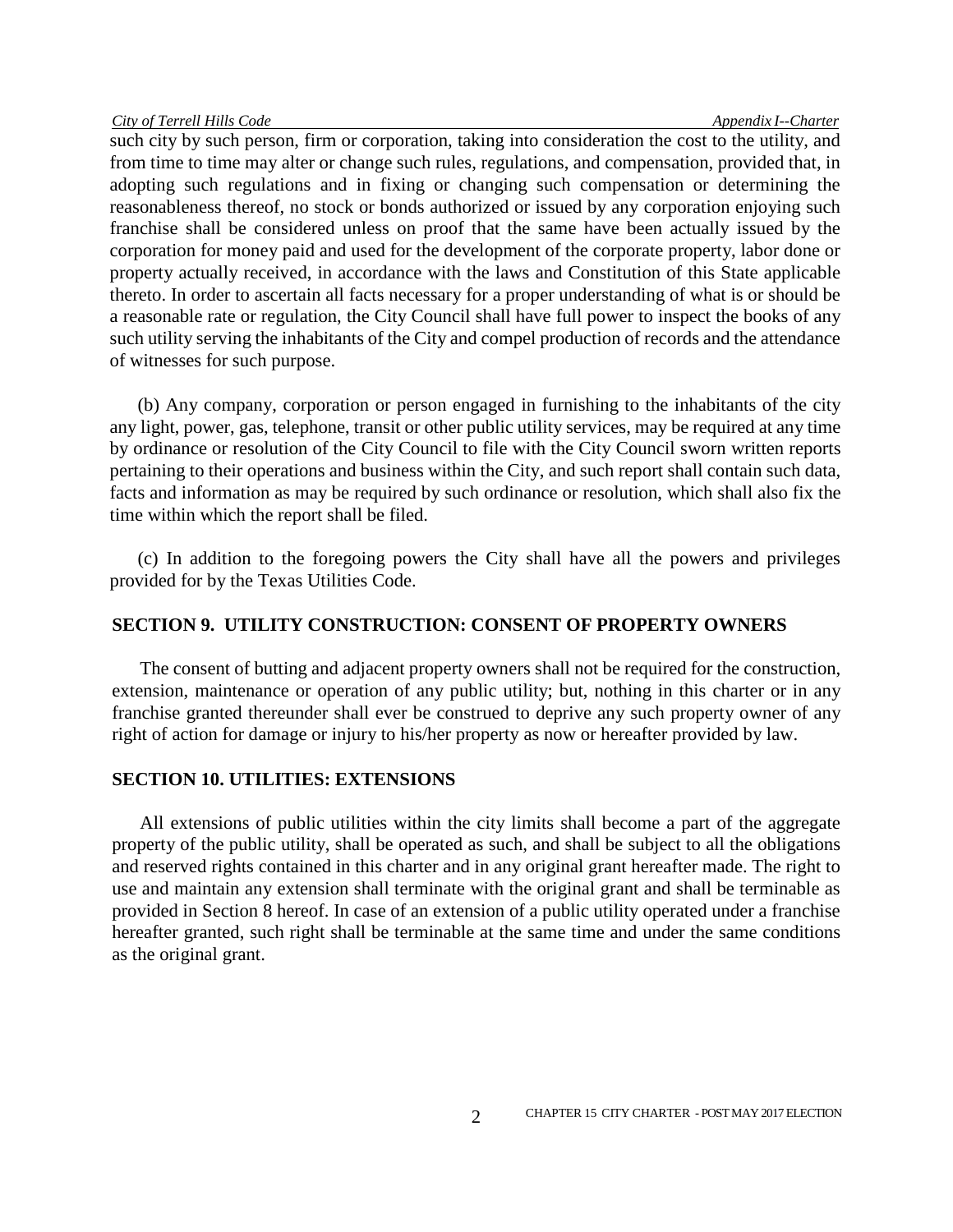such city by such person, firm or corporation, taking into consideration the cost to the utility, and from time to time may alter or change such rules, regulations, and compensation, provided that, in adopting such regulations and in fixing or changing such compensation or determining the reasonableness thereof, no stock or bonds authorized or issued by any corporation enjoying such franchise shall be considered unless on proof that the same have been actually issued by the corporation for money paid and used for the development of the corporate property, labor done or property actually received, in accordance with the laws and Constitution of this State applicable thereto. In order to ascertain all facts necessary for a proper understanding of what is or should be a reasonable rate or regulation, the City Council shall have full power to inspect the books of any such utility serving the inhabitants of the City and compel production of records and the attendance of witnesses for such purpose.

(b) Any company, corporation or person engaged in furnishing to the inhabitants of the city any light, power, gas, telephone, transit or other public utility services, may be required at any time by ordinance or resolution of the City Council to file with the City Council sworn written reports pertaining to their operations and business within the City, and such report shall contain such data, facts and information as may be required by such ordinance or resolution, which shall also fix the time within which the report shall be filed.

(c) In addition to the foregoing powers the City shall have all the powers and privileges provided for by the Texas Utilities Code.

## SECTION 9. UTILITY CONSTRUCTION: CONSENT OF PROPERTY OWNERS

The consent of butting and adjacent property owners shall not be required for the construction, extension, maintenance or operation of any public utility; but, nothing in this charter or in any franchise granted thereunder shall ever be construed to deprive any such property owner of any right of action for damage or injury to his/her property as now or hereafter provided by law.

## SECTION 10. UTILITIES: EXTENSIONS

All extensions of public utilities within the city limits shall become a part of the aggregate property of the public utility, shall be operated as such, and shall be subject to all the obligations and reserved rights contained in this charter and in any original grant hereafter made. The right to use and maintain any extension shall terminate with the original grant and shall be terminable as provided in Section 8 hereof. In case of an extension of a public utility operated under a franchise hereafter granted, such right shall be terminable at the same time and under the same conditions as the original grant.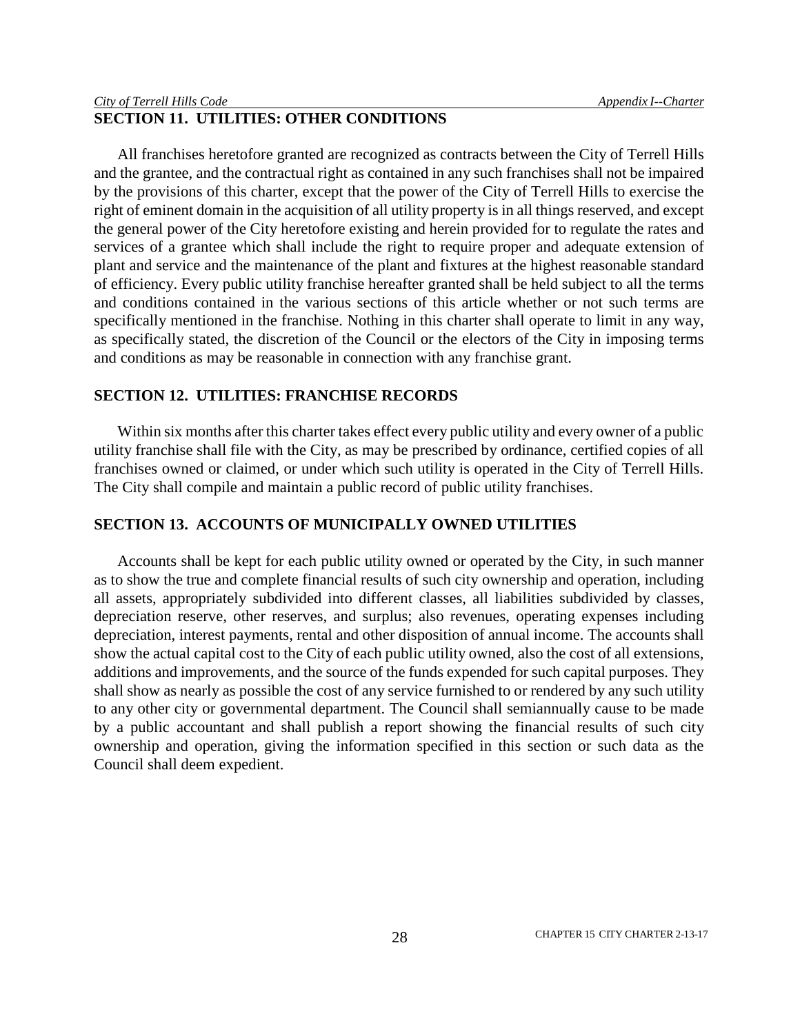## SECTION 11. UTILITIES: OTHER CONDITIONS

All franchises heretofore granted are recognized as contracts between the City of Terrell Hills and the grantee, and the contractual right as contained in any such franchises shall not be impaired by the provisions of this charter, except that the power of the City of Terrell Hills to exercise the right of eminent domain in the acquisition of all utility property is in all things reserved, and except the general power of the City heretofore existing and herein provided for to regulate the rates and services of a grantee which shall include the right to require proper and adequate extension of plant and service and the maintenance of the plant and fixtures at the highest reasonable standard of efficiency. Every public utility franchise hereafter granted shall be held subject to all the terms and conditions contained in the various sections of this article whether or not such terms are specifically mentioned in the franchise. Nothing in this charter shall operate to limit in any way, as specifically stated, the discretion of the Council or the electors of the City in imposing terms and conditions as may be reasonable in connection with any franchise grant.

## SECTION 12. UTILITIES: FRANCHISE RECORDS

Within six months after this charter takes effect every public utility and every owner of a public utility franchise shall file with the City, as may be prescribed by ordinance, certified copies of all franchises owned or claimed, or under which such utility is operated in the City of Terrell Hills. The City shall compile and maintain a public record of public utility franchises.

## SECTION 13. ACCOUNTS OF MUNICIPALLY OWNED UTILITIES

Accounts shall be kept for each public utility owned or operated by the City, in such manner as to show the true and complete financial results of such city ownership and operation, including all assets, appropriately subdivided into different classes, all liabilities subdivided by classes, depreciation reserve, other reserves, and surplus; also revenues, operating expenses including depreciation, interest payments, rental and other disposition of annual income. The accounts shall show the actual capital cost to the City of each public utility owned, also the cost of all extensions, additions and improvements, and the source of the funds expended for such capital purposes. They shall show as nearly as possible the cost of any service furnished to or rendered by any such utility to any other city or governmental department. The Council shall semiannually cause to be made by a public accountant and shall publish a report showing the financial results of such city ownership and operation, giving the information specified in this section or such data as the Council shall deem expedient.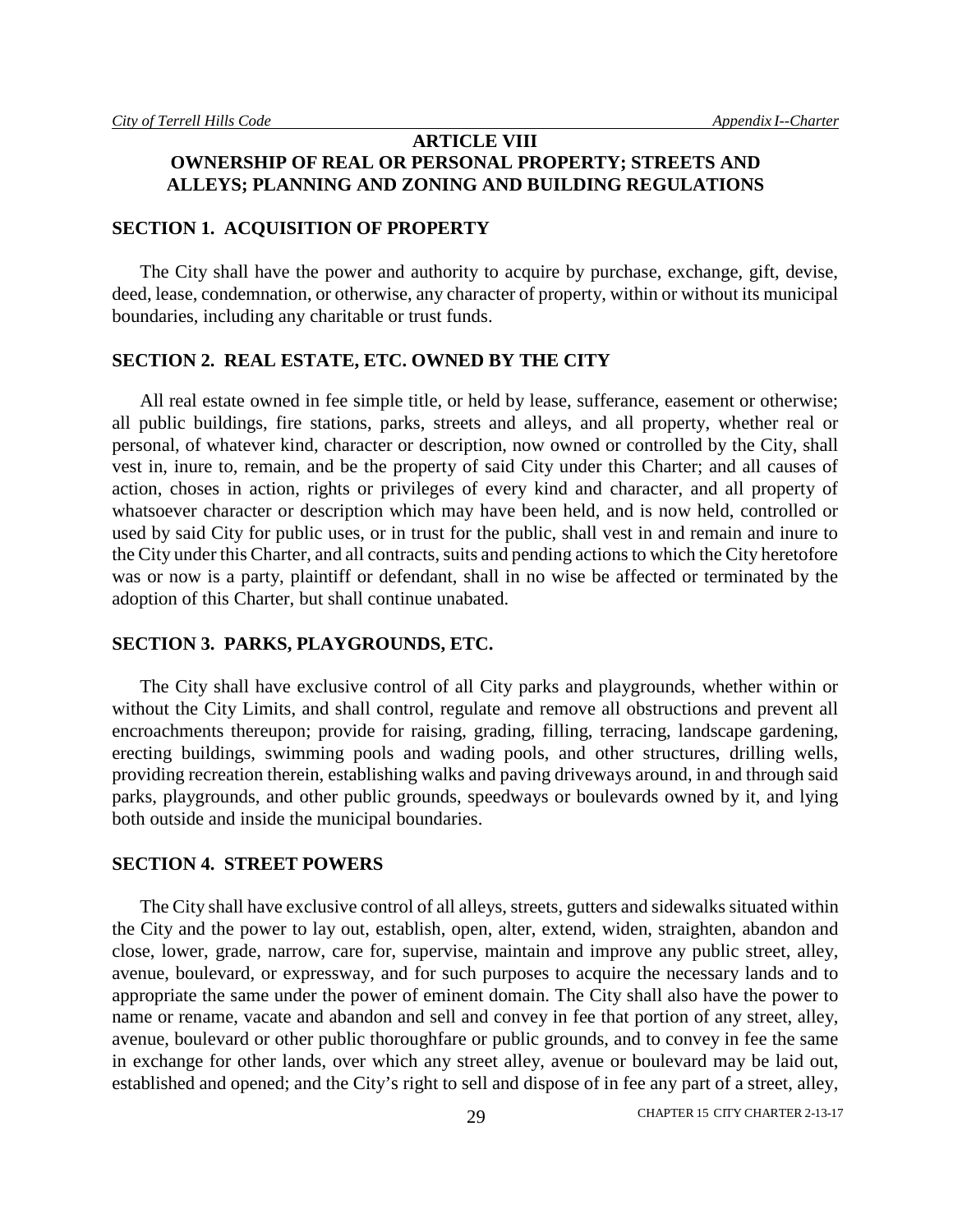## ARTICLE VIII
## OWNERSHIP OF REAL OR PERSONAL PROPERTY; STREETS AND ALLEYS; PLANNING AND ZONING AND BUILDING REGULATIONS

### SECTION 1. ACQUISITION OF PROPERTY

The City shall have the power and authority to acquire by purchase, exchange, gift, devise, deed, lease, condemnation, or otherwise, any character of property, within or without its municipal boundaries, including any charitable or trust funds.

### SECTION 2. REAL ESTATE, ETC. OWNED BY THE CITY

All real estate owned in fee simple title, or held by lease, sufferance, easement or otherwise; all public buildings, fire stations, parks, streets and alleys, and all property, whether real or personal, of whatever kind, character or description, now owned or controlled by the City, shall vest in, inure to, remain, and be the property of said City under this Charter; and all causes of action, choses in action, rights or privileges of every kind and character, and all property of whatsoever character or description which may have been held, and is now held, controlled or used by said City for public uses, or in trust for the public, shall vest in and remain and inure to the City under this Charter, and all contracts, suits and pending actions to which the City heretofore was or now is a party, plaintiff or defendant, shall in no wise be affected or terminated by the adoption of this Charter, but shall continue unabated.

### SECTION 3. PARKS, PLAYGROUNDS, ETC.

The City shall have exclusive control of all City parks and playgrounds, whether within or without the City Limits, and shall control, regulate and remove all obstructions and prevent all encroachments thereupon; provide for raising, grading, filling, terracing, landscape gardening, erecting buildings, swimming pools and wading pools, and other structures, drilling wells, providing recreation therein, establishing walks and paving driveways around, in and through said parks, playgrounds, and other public grounds, speedways or boulevards owned by it, and lying both outside and inside the municipal boundaries.

### SECTION 4. STREET POWERS

The City shall have exclusive control of all alleys, streets, gutters and sidewalks situated within the City and the power to lay out, establish, open, alter, extend, widen, straighten, abandon and close, lower, grade, narrow, care for, supervise, maintain and improve any public street, alley, avenue, boulevard, or expressway, and for such purposes to acquire the necessary lands and to appropriate the same under the power of eminent domain. The City shall also have the power to name or rename, vacate and abandon and sell and convey in fee that portion of any street, alley, avenue, boulevard or other public thoroughfare or public grounds, and to convey in fee the same in exchange for other lands, over which any street alley, avenue or boulevard may be laid out, established and opened; and the City's right to sell and dispose of in fee any part of a street, alley,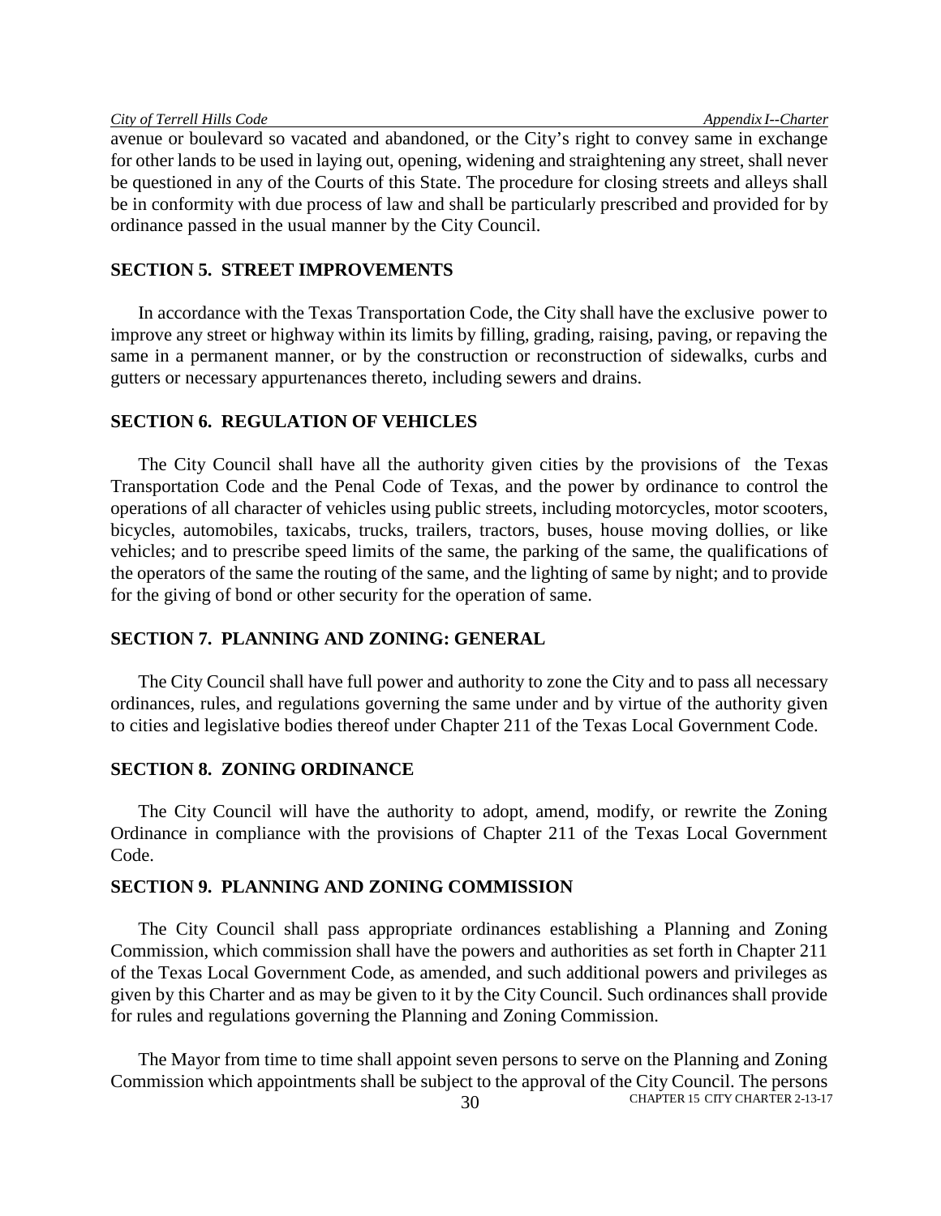avenue or boulevard so vacated and abandoned, or the City's right to convey same in exchange for other lands to be used in laying out, opening, widening and straightening any street, shall never be questioned in any of the Courts of this State. The procedure for closing streets and alleys shall be in conformity with due process of law and shall be particularly prescribed and provided for by ordinance passed in the usual manner by the City Council.

### SECTION 5. STREET IMPROVEMENTS

In accordance with the Texas Transportation Code, the City shall have the exclusive power to improve any street or highway within its limits by filling, grading, raising, paving, or repaving the same in a permanent manner, or by the construction or reconstruction of sidewalks, curbs and gutters or necessary appurtenances thereto, including sewers and drains.

### SECTION 6. REGULATION OF VEHICLES

The City Council shall have all the authority given cities by the provisions of the Texas Transportation Code and the Penal Code of Texas, and the power by ordinance to control the operations of all character of vehicles using public streets, including motorcycles, motor scooters, bicycles, automobiles, taxicabs, trucks, trailers, tractors, buses, house moving dollies, or like vehicles; and to prescribe speed limits of the same, the parking of the same, the qualifications of the operators of the same the routing of the same, and the lighting of same by night; and to provide for the giving of bond or other security for the operation of same.

### SECTION 7. PLANNING AND ZONING: GENERAL

The City Council shall have full power and authority to zone the City and to pass all necessary ordinances, rules, and regulations governing the same under and by virtue of the authority given to cities and legislative bodies thereof under Chapter 211 of the Texas Local Government Code.

### SECTION 8. ZONING ORDINANCE

The City Council will have the authority to adopt, amend, modify, or rewrite the Zoning Ordinance in compliance with the provisions of Chapter 211 of the Texas Local Government Code.

### SECTION 9. PLANNING AND ZONING COMMISSION

The City Council shall pass appropriate ordinances establishing a Planning and Zoning Commission, which commission shall have the powers and authorities as set forth in Chapter 211 of the Texas Local Government Code, as amended, and such additional powers and privileges as given by this Charter and as may be given to it by the City Council. Such ordinances shall provide for rules and regulations governing the Planning and Zoning Commission.

The Mayor from time to time shall appoint seven persons to serve on the Planning and Zoning Commission which appointments shall be subject to the approval of the City Council. The persons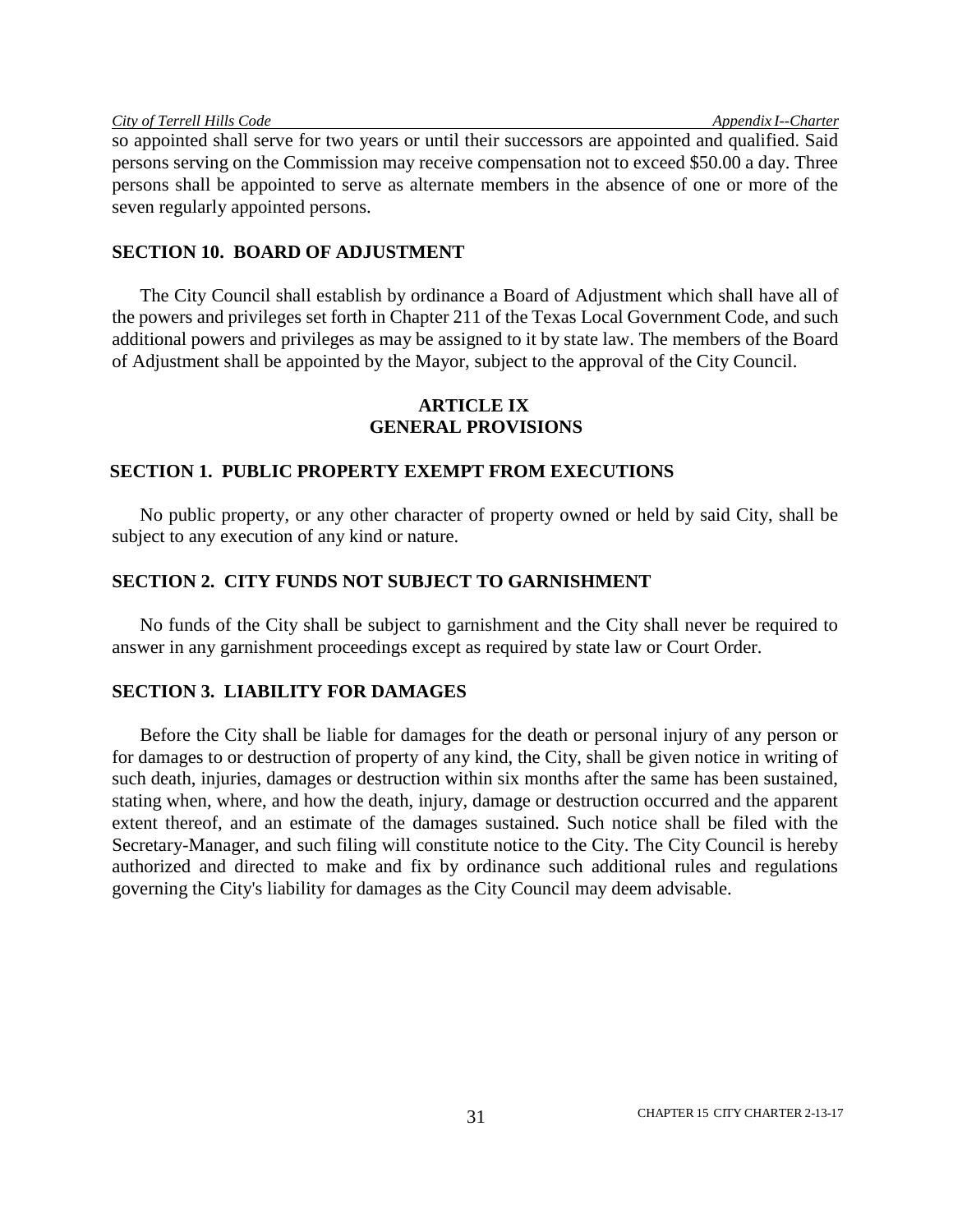so appointed shall serve for two years or until their successors are appointed and qualified. Said persons serving on the Commission may receive compensation not to exceed $50.00 a day. Three persons shall be appointed to serve as alternate members in the absence of one or more of the seven regularly appointed persons.

### SECTION 10. BOARD OF ADJUSTMENT

The City Council shall establish by ordinance a Board of Adjustment which shall have all of the powers and privileges set forth in Chapter 211 of the Texas Local Government Code, and such additional powers and privileges as may be assigned to it by state law. The members of the Board of Adjustment shall be appointed by the Mayor, subject to the approval of the City Council.

## ARTICLE IX
## GENERAL PROVISIONS

### SECTION 1. PUBLIC PROPERTY EXEMPT FROM EXECUTIONS

No public property, or any other character of property owned or held by said City, shall be subject to any execution of any kind or nature.

### SECTION 2. CITY FUNDS NOT SUBJECT TO GARNISHMENT

No funds of the City shall be subject to garnishment and the City shall never be required to answer in any garnishment proceedings except as required by state law or Court Order.

### SECTION 3. LIABILITY FOR DAMAGES

Before the City shall be liable for damages for the death or personal injury of any person or for damages to or destruction of property of any kind, the City, shall be given notice in writing of such death, injuries, damages or destruction within six months after the same has been sustained, stating when, where, and how the death, injury, damage or destruction occurred and the apparent extent thereof, and an estimate of the damages sustained. Such notice shall be filed with the Secretary-Manager, and such filing will constitute notice to the City. The City Council is hereby authorized and directed to make and fix by ordinance such additional rules and regulations governing the City's liability for damages as the City Council may deem advisable.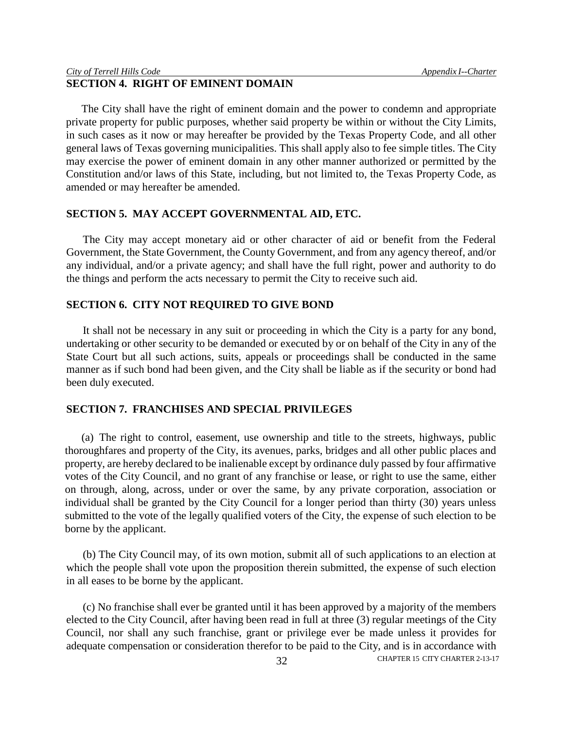## SECTION 4. RIGHT OF EMINENT DOMAIN

The City shall have the right of eminent domain and the power to condemn and appropriate private property for public purposes, whether said property be within or without the City Limits, in such cases as it now or may hereafter be provided by the Texas Property Code, and all other general laws of Texas governing municipalities. This shall apply also to fee simple titles. The City may exercise the power of eminent domain in any other manner authorized or permitted by the Constitution and/or laws of this State, including, but not limited to, the Texas Property Code, as amended or may hereafter be amended.

## SECTION 5. MAY ACCEPT GOVERNMENTAL AID, ETC.

The City may accept monetary aid or other character of aid or benefit from the Federal Government, the State Government, the County Government, and from any agency thereof, and/or any individual, and/or a private agency; and shall have the full right, power and authority to do the things and perform the acts necessary to permit the City to receive such aid.

## SECTION 6. CITY NOT REQUIRED TO GIVE BOND

It shall not be necessary in any suit or proceeding in which the City is a party for any bond, undertaking or other security to be demanded or executed by or on behalf of the City in any of the State Court but all such actions, suits, appeals or proceedings shall be conducted in the same manner as if such bond had been given, and the City shall be liable as if the security or bond had been duly executed.

## SECTION 7. FRANCHISES AND SPECIAL PRIVILEGES

(a) The right to control, easement, use ownership and title to the streets, highways, public thoroughfares and property of the City, its avenues, parks, bridges and all other public places and property, are hereby declared to be inalienable except by ordinance duly passed by four affirmative votes of the City Council, and no grant of any franchise or lease, or right to use the same, either on through, along, across, under or over the same, by any private corporation, association or individual shall be granted by the City Council for a longer period than thirty (30) years unless submitted to the vote of the legally qualified voters of the City, the expense of such election to be borne by the applicant.

(b) The City Council may, of its own motion, submit all of such applications to an election at which the people shall vote upon the proposition therein submitted, the expense of such election in all eases to be borne by the applicant.

(c) No franchise shall ever be granted until it has been approved by a majority of the members elected to the City Council, after having been read in full at three (3) regular meetings of the City Council, nor shall any such franchise, grant or privilege ever be made unless it provides for adequate compensation or consideration therefor to be paid to the City, and is in accordance with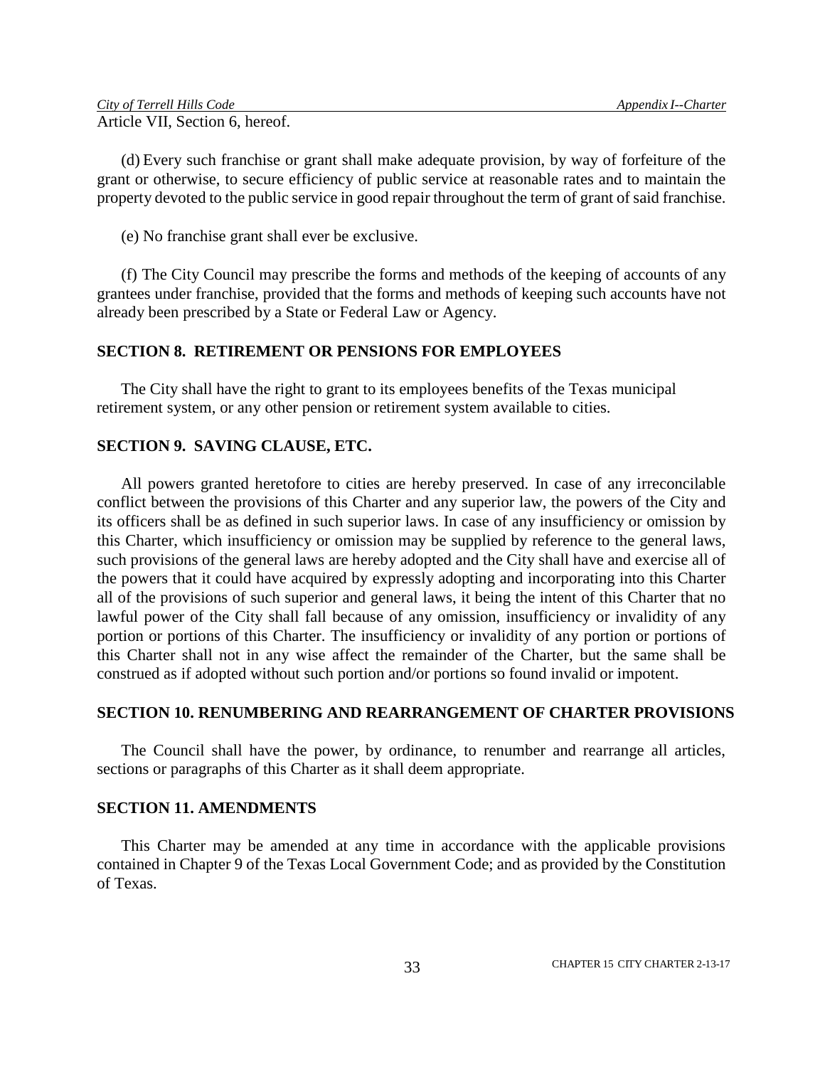Article VII, Section 6, hereof.

(d) Every such franchise or grant shall make adequate provision, by way of forfeiture of the grant or otherwise, to secure efficiency of public service at reasonable rates and to maintain the property devoted to the public service in good repair throughout the term of grant of said franchise.

(e) No franchise grant shall ever be exclusive.

(f) The City Council may prescribe the forms and methods of the keeping of accounts of any grantees under franchise, provided that the forms and methods of keeping such accounts have not already been prescribed by a State or Federal Law or Agency.

### SECTION 8. RETIREMENT OR PENSIONS FOR EMPLOYEES

The City shall have the right to grant to its employees benefits of the Texas municipal retirement system, or any other pension or retirement system available to cities.

### SECTION 9. SAVING CLAUSE, ETC.

All powers granted heretofore to cities are hereby preserved. In case of any irreconcilable conflict between the provisions of this Charter and any superior law, the powers of the City and its officers shall be as defined in such superior laws. In case of any insufficiency or omission by this Charter, which insufficiency or omission may be supplied by reference to the general laws, such provisions of the general laws are hereby adopted and the City shall have and exercise all of the powers that it could have acquired by expressly adopting and incorporating into this Charter all of the provisions of such superior and general laws, it being the intent of this Charter that no lawful power of the City shall fall because of any omission, insufficiency or invalidity of any portion or portions of this Charter. The insufficiency or invalidity of any portion or portions of this Charter shall not in any wise affect the remainder of the Charter, but the same shall be construed as if adopted without such portion and/or portions so found invalid or impotent.

### SECTION 10. RENUMBERING AND REARRANGEMENT OF CHARTER PROVISIONS

The Council shall have the power, by ordinance, to renumber and rearrange all articles, sections or paragraphs of this Charter as it shall deem appropriate.

### SECTION 11. AMENDMENTS

This Charter may be amended at any time in accordance with the applicable provisions contained in Chapter 9 of the Texas Local Government Code; and as provided by the Constitution of Texas.